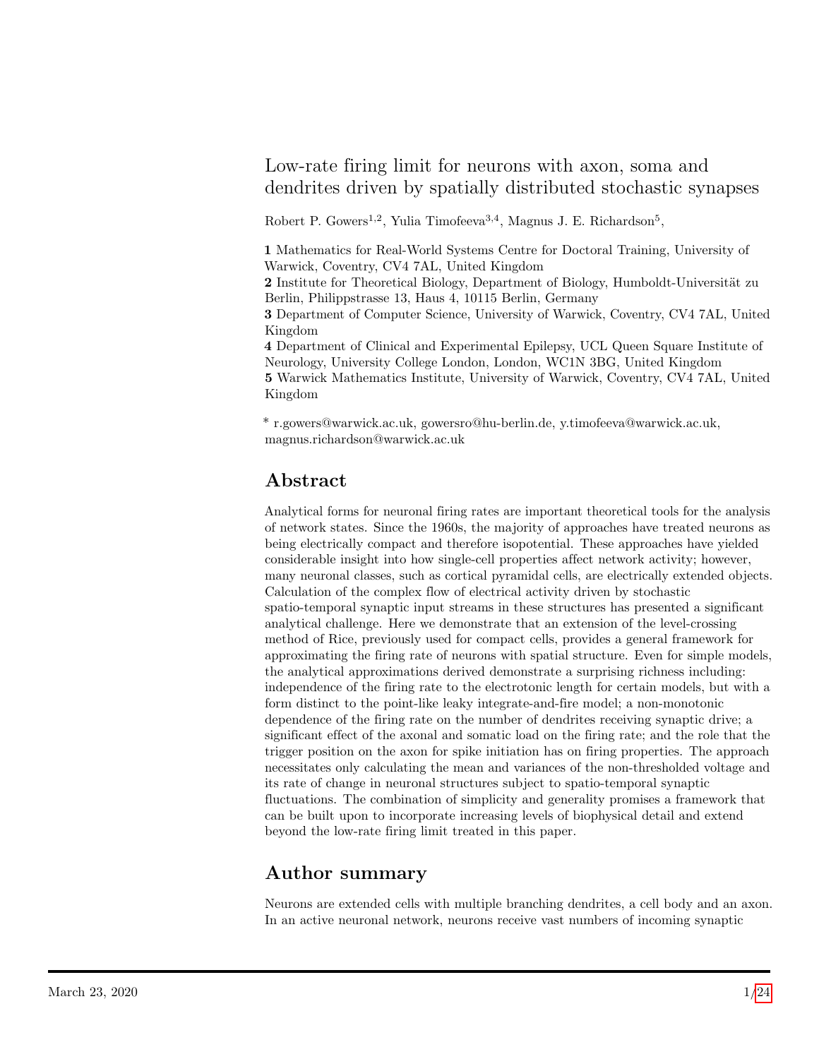# Low-rate firing limit for neurons with axon, soma and dendrites driven by spatially distributed stochastic synapses

Robert P. Gowers[1,2], Yulia Timofeeva[3,4], Magnus J. E. Richardson[5],

**1** Mathematics for Real-World Systems Centre for Doctoral Training, University of Warwick, Coventry, CV4 7AL, United Kingdom
**2** Institute for Theoretical Biology, Department of Biology, Humboldt-Universität zu Berlin, Philippstrasse 13, Haus 4, 10115 Berlin, Germany
**3** Department of Computer Science, University of Warwick, Coventry, CV4 7AL, United Kingdom
**4** Department of Clinical and Experimental Epilepsy, UCL Queen Square Institute of Neurology, University College London, London, WC1N 3BG, United Kingdom
**5** Warwick Mathematics Institute, University of Warwick, Coventry, CV4 7AL, United Kingdom

* r.gowers@warwick.ac.uk, gowersro@hu-berlin.de, y.timofeeva@warwick.ac.uk, magnus.richardson@warwick.ac.uk

## Abstract

Analytical forms for neuronal firing rates are important theoretical tools for the analysis of network states. Since the 1960s, the majority of approaches have treated neurons as being electrically compact and therefore isopotential. These approaches have yielded considerable insight into how single-cell properties affect network activity; however, many neuronal classes, such as cortical pyramidal cells, are electrically extended objects. Calculation of the complex flow of electrical activity driven by stochastic spatio-temporal synaptic input streams in these structures has presented a significant analytical challenge. Here we demonstrate that an extension of the level-crossing method of Rice, previously used for compact cells, provides a general framework for approximating the firing rate of neurons with spatial structure. Even for simple models, the analytical approximations derived demonstrate a surprising richness including: independence of the firing rate to the electrotonic length for certain models, but with a form distinct to the point-like leaky integrate-and-fire model; a non-monotonic dependence of the firing rate on the number of dendrites receiving synaptic drive; a significant effect of the axonal and somatic load on the firing rate; and the role that the trigger position on the axon for spike initiation has on firing properties. The approach necessitates only calculating the mean and variances of the non-thresholded voltage and its rate of change in neuronal structures subject to spatio-temporal synaptic fluctuations. The combination of simplicity and generality promises a framework that can be built upon to incorporate increasing levels of biophysical detail and extend beyond the low-rate firing limit treated in this paper.

## Author summary

Neurons are extended cells with multiple branching dendrites, a cell body and an axon. In an active neuronal network, neurons receive vast numbers of incoming synaptic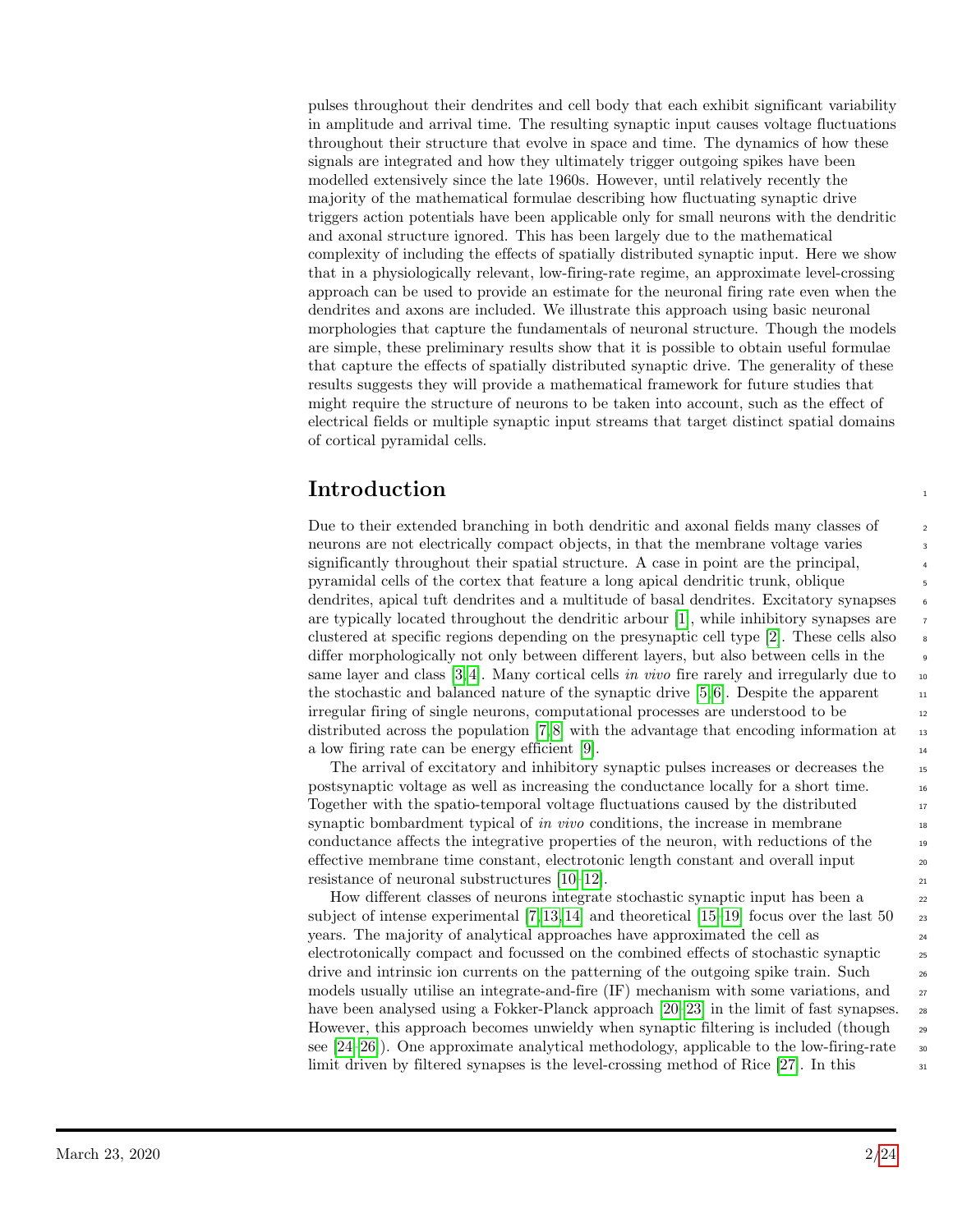pulses throughout their dendrites and cell body that each exhibit significant variability in amplitude and arrival time. The resulting synaptic input causes voltage fluctuations throughout their structure that evolve in space and time. The dynamics of how these signals are integrated and how they ultimately trigger outgoing spikes have been modelled extensively since the late 1960s. However, until relatively recently the majority of the mathematical formulae describing how fluctuating synaptic drive triggers action potentials have been applicable only for small neurons with the dendritic and axonal structure ignored. This has been largely due to the mathematical complexity of including the effects of spatially distributed synaptic input. Here we show that in a physiologically relevant, low-firing-rate regime, an approximate level-crossing approach can be used to provide an estimate for the neuronal firing rate even when the dendrites and axons are included. We illustrate this approach using basic neuronal morphologies that capture the fundamentals of neuronal structure. Though the models are simple, these preliminary results show that it is possible to obtain useful formulae that capture the effects of spatially distributed synaptic drive. The generality of these results suggests they will provide a mathematical framework for future studies that might require the structure of neurons to be taken into account, such as the effect of electrical fields or multiple synaptic input streams that target distinct spatial domains of cortical pyramidal cells.

## Introduction

Due to their extended branching in both dendritic and axonal fields many classes of neurons are not electrically compact objects, in that the membrane voltage varies significantly throughout their spatial structure. A case in point are the principal, pyramidal cells of the cortex that feature a long apical dendritic trunk, oblique dendrites, apical tuft dendrites and a multitude of basal dendrites. Excitatory synapses are typically located throughout the dendritic arbour [1], while inhibitory synapses are clustered at specific regions depending on the presynaptic cell type [2]. These cells also differ morphologically not only between different layers, but also between cells in the same layer and class [3,4]. Many cortical cells *in vivo* fire rarely and irregularly due to the stochastic and balanced nature of the synaptic drive [5,6]. Despite the apparent irregular firing of single neurons, computational processes are understood to be distributed across the population [7,8] with the advantage that encoding information at a low firing rate can be energy efficient [9].

The arrival of excitatory and inhibitory synaptic pulses increases or decreases the postsynaptic voltage as well as increasing the conductance locally for a short time. Together with the spatio-temporal voltage fluctuations caused by the distributed synaptic bombardment typical of *in vivo* conditions, the increase in membrane conductance affects the integrative properties of the neuron, with reductions of the effective membrane time constant, electrotonic length constant and overall input resistance of neuronal substructures [10–12].

How different classes of neurons integrate stochastic synaptic input has been a subject of intense experimental [7,13,14] and theoretical [15–19] focus over the last 50 years. The majority of analytical approaches have approximated the cell as electrotonically compact and focussed on the combined effects of stochastic synaptic drive and intrinsic ion currents on the patterning of the outgoing spike train. Such models usually utilise an integrate-and-fire (IF) mechanism with some variations, and have been analysed using a Fokker-Planck approach [20–23] in the limit of fast synapses. However, this approach becomes unwieldy when synaptic filtering is included (though see [24–26]). One approximate analytical methodology, applicable to the low-firing-rate limit driven by filtered synapses is the level-crossing method of Rice [27]. In this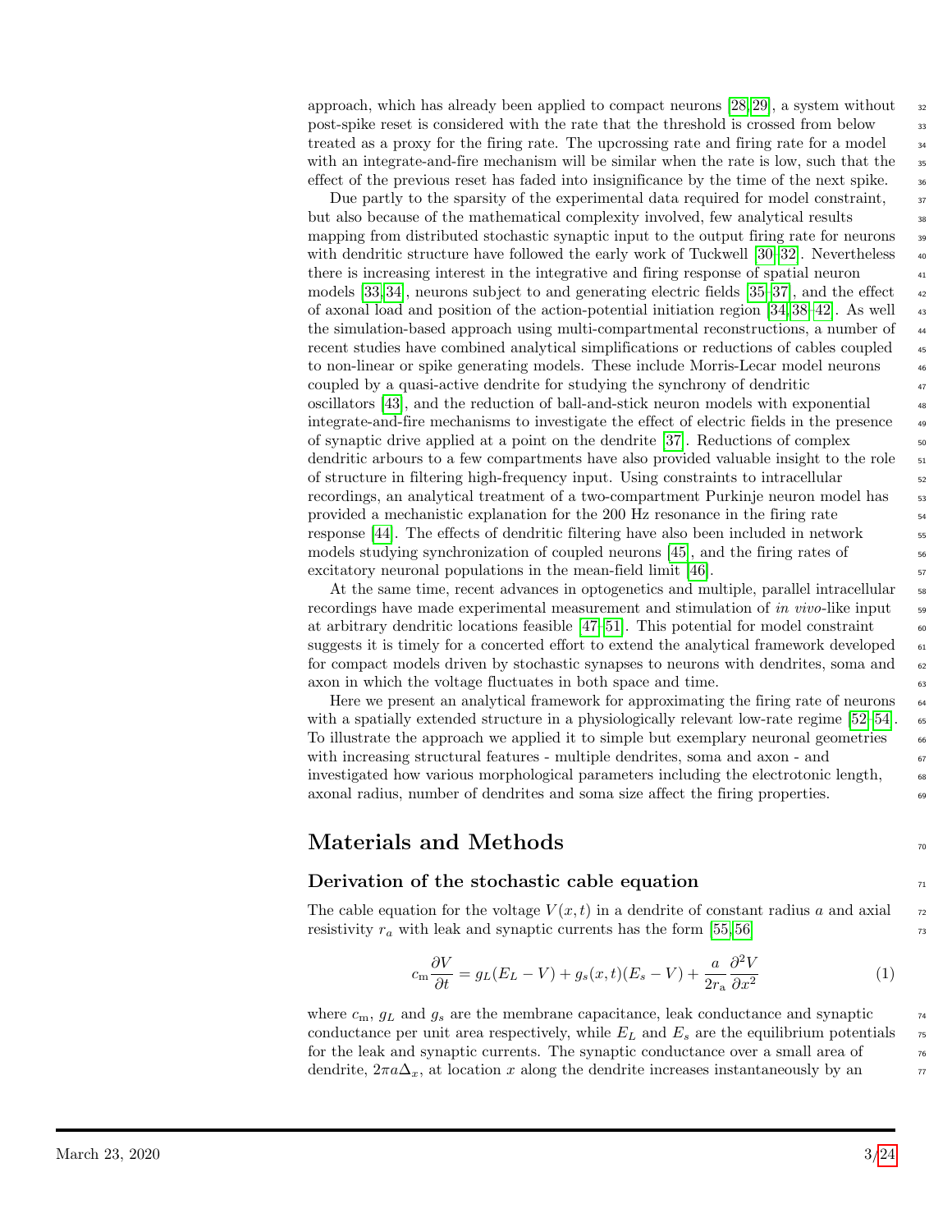approach, which has already been applied to compact neurons [28,29], a system without post-spike reset is considered with the rate that the threshold is crossed from below treated as a proxy for the firing rate. The upcrossing rate and firing rate for a model with an integrate-and-fire mechanism will be similar when the rate is low, such that the effect of the previous reset has faded into insignificance by the time of the next spike.

Due partly to the sparsity of the experimental data required for model constraint, but also because of the mathematical complexity involved, few analytical results mapping from distributed stochastic synaptic input to the output firing rate for neurons with dendritic structure have followed the early work of Tuckwell [30–32]. Nevertheless there is increasing interest in the integrative and firing response of spatial neuron models [33,34], neurons subject to and generating electric fields [35–37], and the effect of axonal load and position of the action-potential initiation region [34,38–42]. As well the simulation-based approach using multi-compartmental reconstructions, a number of recent studies have combined analytical simplifications or reductions of cables coupled to non-linear or spike generating models. These include Morris-Lecar model neurons coupled by a quasi-active dendrite for studying the synchrony of dendritic oscillators [43], and the reduction of ball-and-stick neuron models with exponential integrate-and-fire mechanisms to investigate the effect of electric fields in the presence of synaptic drive applied at a point on the dendrite [37]. Reductions of complex dendritic arbours to a few compartments have also provided valuable insight to the role of structure in filtering high-frequency input. Using constraints to intracellular recordings, an analytical treatment of a two-compartment Purkinje neuron model has provided a mechanistic explanation for the 200 Hz resonance in the firing rate response [44]. The effects of dendritic filtering have also been included in network models studying synchronization of coupled neurons [45], and the firing rates of excitatory neuronal populations in the mean-field limit [46].

At the same time, recent advances in optogenetics and multiple, parallel intracellular recordings have made experimental measurement and stimulation of *in vivo*-like input at arbitrary dendritic locations feasible [47–51]. This potential for model constraint suggests it is timely for a concerted effort to extend the analytical framework developed for compact models driven by stochastic synapses to neurons with dendrites, soma and axon in which the voltage fluctuates in both space and time.

Here we present an analytical framework for approximating the firing rate of neurons with a spatially extended structure in a physiologically relevant low-rate regime [52–54]. To illustrate the approach we applied it to simple but exemplary neuronal geometries with increasing structural features - multiple dendrites, soma and axon - and investigated how various morphological parameters including the electrotonic length, axonal radius, number of dendrites and soma size affect the firing properties.

## Materials and Methods

### Derivation of the stochastic cable equation

The cable equation for the voltage $V(x,t)$ in a dendrite of constant radius $a$ and axial resistivity $r_a$ with leak and synaptic currents has the form [55,56]

$$c_{\mathrm{m}}\frac{\partial V}{\partial t} = g_L(E_L - V) + g_s(x,t)(E_s - V) + \frac{a}{2r_{\mathrm{a}}}\frac{\partial^2 V}{\partial x^2} \tag{1}$$

where $c_{\mathrm{m}}$, $g_L$ and $g_s$ are the membrane capacitance, leak conductance and synaptic conductance per unit area respectively, while $E_L$ and $E_s$ are the equilibrium potentials for the leak and synaptic currents. The synaptic conductance over a small area of dendrite, $2\pi a\Delta_x$, at location $x$ along the dendrite increases instantaneously by an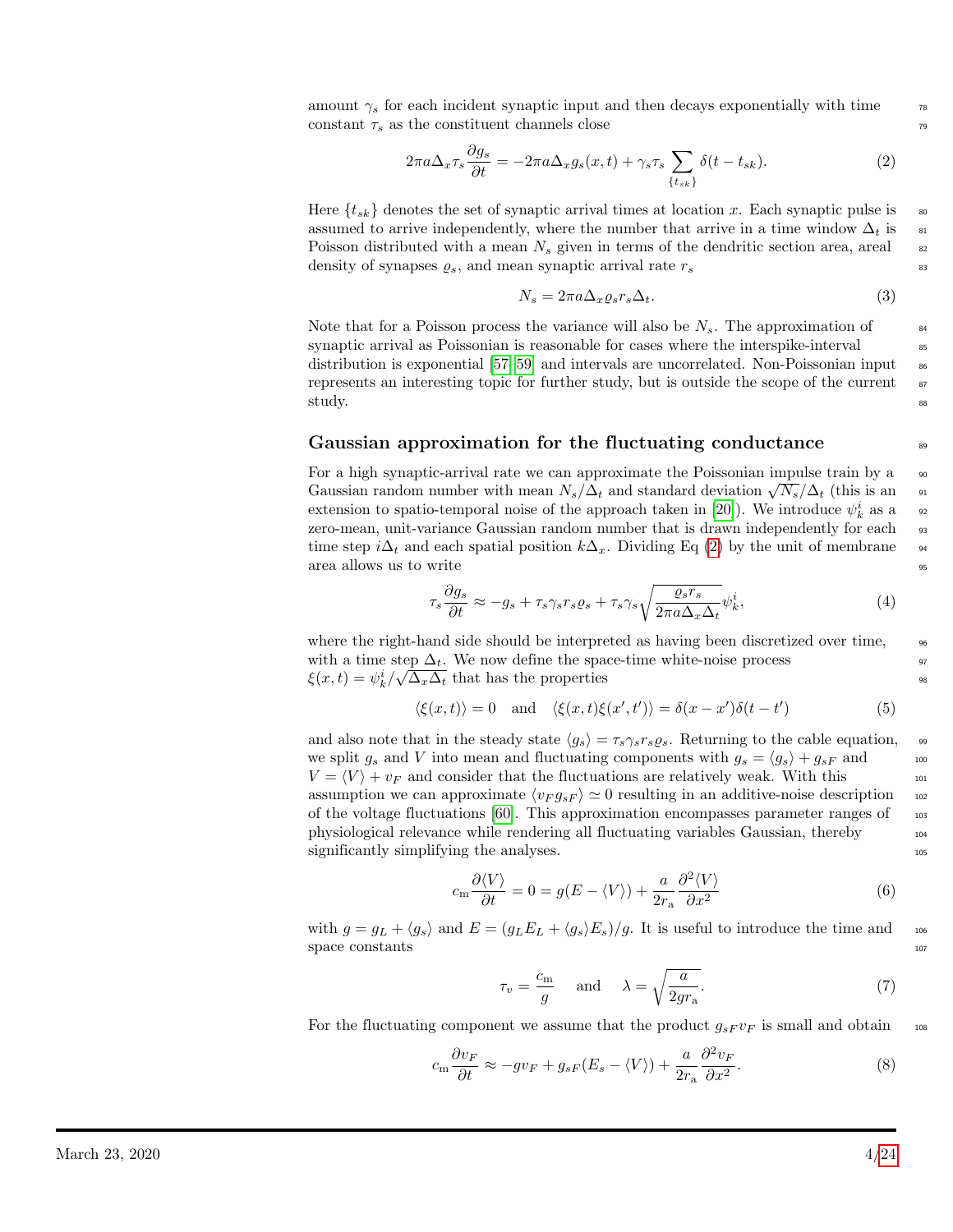amount $\gamma_s$ for each incident synaptic input and then decays exponentially with time constant $\tau_s$ as the constituent channels close

$$2\pi a\Delta_x\tau_s\frac{\partial g_s}{\partial t} = -2\pi a\Delta_x g_s(x,t) + \gamma_s\tau_s\sum_{\{t_{sk}\}}\delta(t-t_{sk}). \tag{2}$$

Here $\{t_{sk}\}$ denotes the set of synaptic arrival times at location $x$. Each synaptic pulse is assumed to arrive independently, where the number that arrive in a time window $\Delta_t$ is Poisson distributed with a mean $N_s$ given in terms of the dendritic section area, areal density of synapses $\varrho_s$, and mean synaptic arrival rate $r_s$

$$N_s = 2\pi a\Delta_x\varrho_s r_s\Delta_t. \tag{3}$$

Note that for a Poisson process the variance will also be $N_s$. The approximation of synaptic arrival as Poissonian is reasonable for cases where the interspike-interval distribution is exponential [57–59] and intervals are uncorrelated. Non-Poissonian input represents an interesting topic for further study, but is outside the scope of the current study.

## Gaussian approximation for the fluctuating conductance

For a high synaptic-arrival rate we can approximate the Poissonian impulse train by a Gaussian random number with mean $N_s/\Delta_t$ and standard deviation $\sqrt{N_s}/\Delta_t$ (this is an extension to spatio-temporal noise of the approach taken in [20]). We introduce $\psi_k^i$ as a zero-mean, unit-variance Gaussian random number that is drawn independently for each time step $i\Delta_t$ and each spatial position $k\Delta_x$. Dividing Eq (2) by the unit of membrane area allows us to write

$$\tau_s\frac{\partial g_s}{\partial t} \approx -g_s + \tau_s\gamma_s r_s\varrho_s + \tau_s\gamma_s\sqrt{\frac{\varrho_s r_s}{2\pi a\Delta_x\Delta_t}}\psi_k^i, \tag{4}$$

where the right-hand side should be interpreted as having been discretized over time, with a time step $\Delta_t$. We now define the space-time white-noise process $\xi(x,t) = \psi_k^i/\sqrt{\Delta_x\Delta_t}$ that has the properties

$$\langle\xi(x,t)\rangle = 0 \quad\text{and}\quad \langle\xi(x,t)\xi(x',t')\rangle = \delta(x-x')\delta(t-t') \tag{5}$$

and also note that in the steady state $\langle g_s\rangle = \tau_s\gamma_s r_s\varrho_s$. Returning to the cable equation, we split $g_s$ and $V$ into mean and fluctuating components with $g_s = \langle g_s\rangle + g_{sF}$ and $V = \langle V\rangle + v_F$ and consider that the fluctuations are relatively weak. With this assumption we can approximate $\langle v_F g_{sF}\rangle \simeq 0$ resulting in an additive-noise description of the voltage fluctuations [60]. This approximation encompasses parameter ranges of physiological relevance while rendering all fluctuating variables Gaussian, thereby significantly simplifying the analyses.

$$c_{\rm m}\frac{\partial\langle V\rangle}{\partial t} = 0 = g(E-\langle V\rangle) + \frac{a}{2r_{\rm a}}\frac{\partial^2\langle V\rangle}{\partial x^2} \tag{6}$$

with $g = g_L + \langle g_s\rangle$ and $E = (g_L E_L + \langle g_s\rangle E_s)/g$. It is useful to introduce the time and space constants

$$\tau_v = \frac{c_{\rm m}}{g} \quad\text{and}\quad \lambda = \sqrt{\frac{a}{2gr_{\rm a}}}. \tag{7}$$

For the fluctuating component we assume that the product $g_{sF}v_F$ is small and obtain

$$c_{\rm m}\frac{\partial v_F}{\partial t} \approx -gv_F + g_{sF}(E_s-\langle V\rangle) + \frac{a}{2r_{\rm a}}\frac{\partial^2 v_F}{\partial x^2}. \tag{8}$$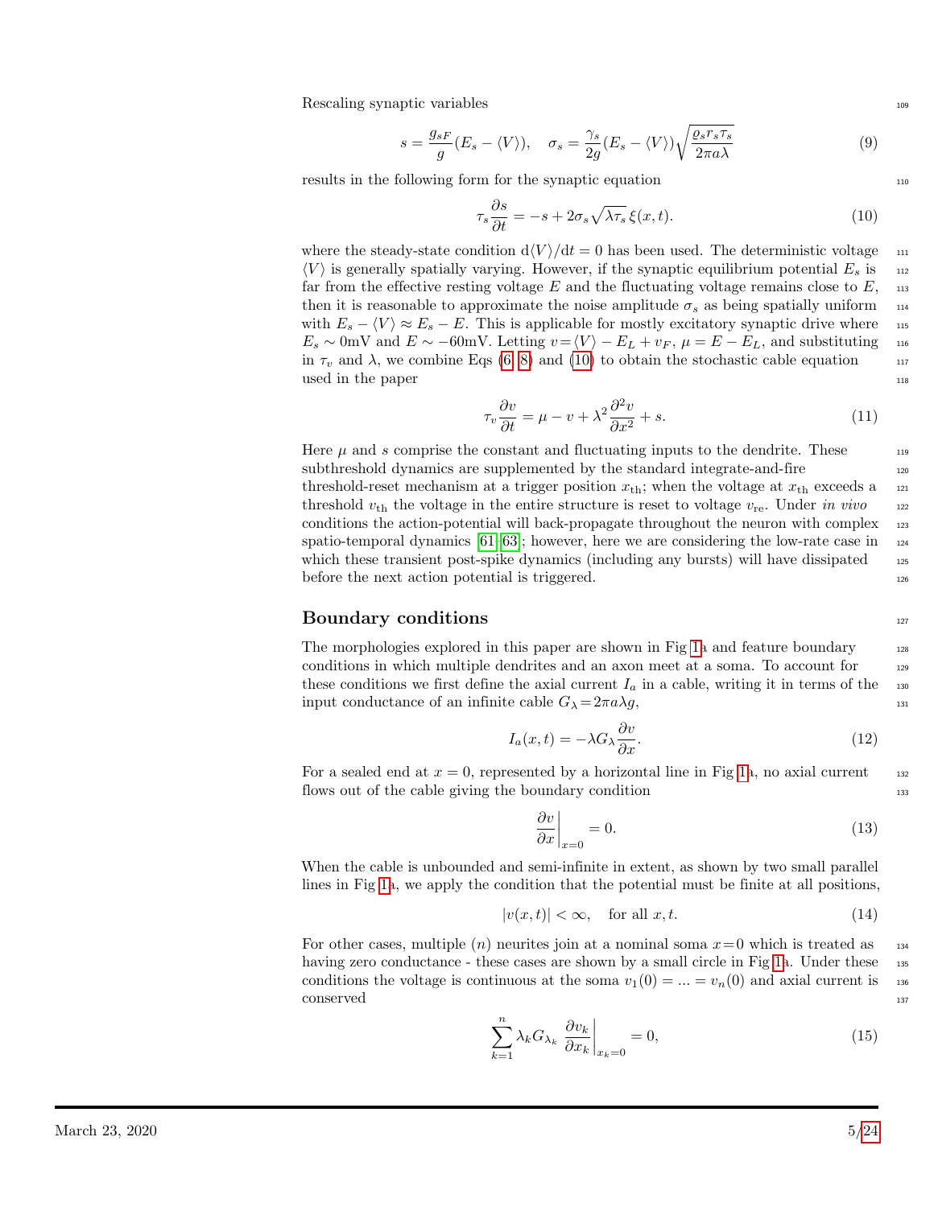Rescaling synaptic variables

$$s = \frac{g_{sF}}{g}(E_s - \langle V \rangle), \quad \sigma_s = \frac{\gamma_s}{2g}(E_s - \langle V \rangle)\sqrt{\frac{\varrho_s r_s \tau_s}{2\pi a \lambda}} \tag{9}$$

results in the following form for the synaptic equation

$$\tau_s \frac{\partial s}{\partial t} = -s + 2\sigma_s \sqrt{\lambda \tau_s}\, \xi(x,t). \tag{10}$$

where the steady-state condition $\mathrm{d}\langle V \rangle / \mathrm{d}t = 0$ has been used. The deterministic voltage $\langle V \rangle$ is generally spatially varying. However, if the synaptic equilibrium potential $E_s$ is far from the effective resting voltage $E$ and the fluctuating voltage remains close to $E$, then it is reasonable to approximate the noise amplitude $\sigma_s$ as being spatially uniform with $E_s - \langle V \rangle \approx E_s - E$. This is applicable for mostly excitatory synaptic drive where $E_s \sim 0$mV and $E \sim -60$mV. Letting $v = \langle V \rangle - E_L + v_F$, $\mu = E - E_L$, and substituting in $\tau_v$ and $\lambda$, we combine Eqs (6–8) and (10) to obtain the stochastic cable equation used in the paper

$$\tau_v \frac{\partial v}{\partial t} = \mu - v + \lambda^2 \frac{\partial^2 v}{\partial x^2} + s. \tag{11}$$

Here $\mu$ and $s$ comprise the constant and fluctuating inputs to the dendrite. These subthreshold dynamics are supplemented by the standard integrate-and-fire threshold-reset mechanism at a trigger position $x_{\mathrm{th}}$; when the voltage at $x_{\mathrm{th}}$ exceeds a threshold $v_{\mathrm{th}}$ the voltage in the entire structure is reset to voltage $v_{\mathrm{re}}$. Under *in vivo* conditions the action-potential will back-propagate throughout the neuron with complex spatio-temporal dynamics [61–63]; however, here we are considering the low-rate case in which these transient post-spike dynamics (including any bursts) will have dissipated before the next action potential is triggered.

## Boundary conditions

The morphologies explored in this paper are shown in Fig 1a and feature boundary conditions in which multiple dendrites and an axon meet at a soma. To account for these conditions we first define the axial current $I_a$ in a cable, writing it in terms of the input conductance of an infinite cable $G_\lambda = 2\pi a \lambda g$,

$$I_a(x,t) = -\lambda G_\lambda \frac{\partial v}{\partial x}. \tag{12}$$

For a sealed end at $x=0$, represented by a horizontal line in Fig 1a, no axial current flows out of the cable giving the boundary condition

$$\left.\frac{\partial v}{\partial x}\right|_{x=0} = 0. \tag{13}$$

When the cable is unbounded and semi-infinite in extent, as shown by two small parallel lines in Fig 1a, we apply the condition that the potential must be finite at all positions,

$$|v(x,t)| < \infty, \quad \text{for all } x, t. \tag{14}$$

For other cases, multiple ($n$) neurites join at a nominal soma $x=0$ which is treated as having zero conductance - these cases are shown by a small circle in Fig 1a. Under these conditions the voltage is continuous at the soma $v_1(0) = ... = v_n(0)$ and axial current is conserved

$$\sum_{k=1}^{n} \lambda_k G_{\lambda_k} \left.\frac{\partial v_k}{\partial x_k}\right|_{x_k=0} = 0, \tag{15}$$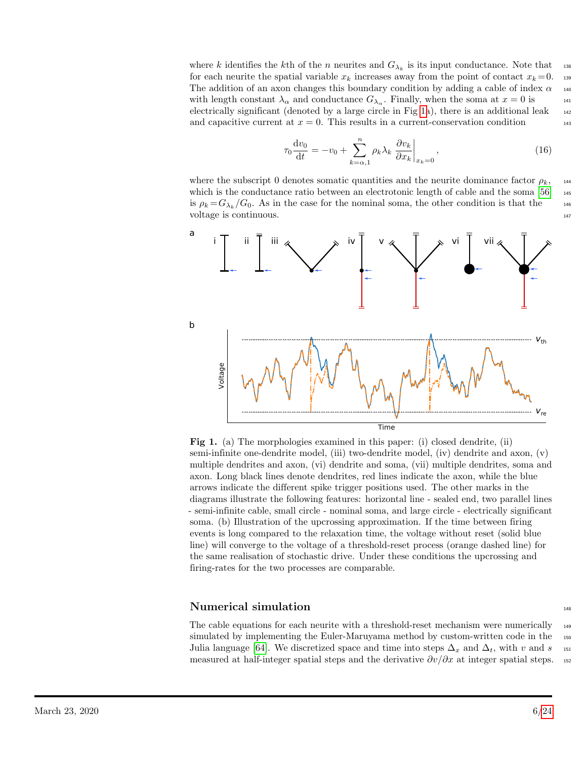where $k$ identifies the $k$th of the $n$ neurites and $G_{\lambda_k}$ is its input conductance. Note that for each neurite the spatial variable $x_k$ increases away from the point of contact $x_k\!=\!0$. The addition of an axon changes this boundary condition by adding a cable of index $\alpha$ with length constant $\lambda_\alpha$ and conductance $G_{\lambda_\alpha}$. Finally, when the soma at $x = 0$ is electrically significant (denoted by a large circle in Fig 1a), there is an additional leak and capacitive current at $x = 0$. This results in a current-conservation condition

$$\tau_0 \frac{\mathrm{d}v_0}{\mathrm{d}t} = -v_0 + \sum_{k=\alpha,1}^{n} \rho_k \lambda_k \left.\frac{\partial v_k}{\partial x_k}\right|_{x_k=0}, \tag{16}$$

where the subscript 0 denotes somatic quantities and the neurite dominance factor $\rho_k$, which is the conductance ratio between an electrotonic length of cable and the soma [56] is $\rho_k\!=\!G_{\lambda_k}/G_0$. As in the case for the nominal soma, the other condition is that the voltage is continuous.

**Fig 1.** (a) The morphologies examined in this paper: (i) closed dendrite, (ii) semi-infinite one-dendrite model, (iii) two-dendrite model, (iv) dendrite and axon, (v) multiple dendrites and axon, (vi) dendrite and soma, (vii) multiple dendrites, soma and axon. Long black lines denote dendrites, red lines indicate the axon, while the blue arrows indicate the different spike trigger positions used. The other marks in the diagrams illustrate the following features: horizontal line - sealed end, two parallel lines - semi-infinite cable, small circle - nominal soma, and large circle - electrically significant soma. (b) Illustration of the upcrossing approximation. If the time between firing events is long compared to the relaxation time, the voltage without reset (solid blue line) will converge to the voltage of a threshold-reset process (orange dashed line) for the same realisation of stochastic drive. Under these conditions the upcrossing and firing-rates for the two processes are comparable.

## Numerical simulation

The cable equations for each neurite with a threshold-reset mechanism were numerically simulated by implementing the Euler-Maruyama method by custom-written code in the Julia language [64]. We discretized space and time into steps $\Delta_x$ and $\Delta_t$, with $v$ and $s$ measured at half-integer spatial steps and the derivative $\partial v/\partial x$ at integer spatial steps.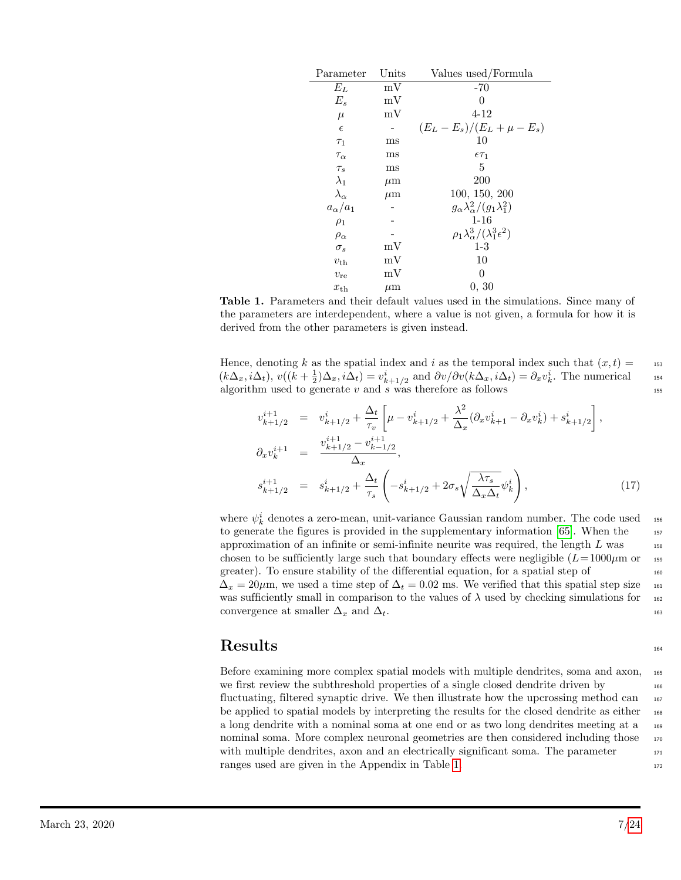| Parameter | Units | Values used/Formula |
| --- | --- | --- |
| $E_L$ | mV | -70 |
| $E_s$ | mV | 0 |
| $\mu$ | mV | 4-12 |
| $\epsilon$ | - | $(E_L - E_s)/(E_L + \mu - E_s)$ |
| $\tau_1$ | ms | 10 |
| $\tau_\alpha$ | ms | $\epsilon\tau_1$ |
| $\tau_s$ | ms | 5 |
| $\lambda_1$ | $\mu$m | 200 |
| $\lambda_\alpha$ | $\mu$m | 100, 150, 200 |
| $a_\alpha/a_1$ | - | $g_\alpha\lambda_\alpha^2/(g_1\lambda_1^2)$ |
| $\rho_1$ | - | 1-16 |
| $\rho_\alpha$ | - | $\rho_1\lambda_\alpha^3/(\lambda_1^3\epsilon^2)$ |
| $\sigma_s$ | mV | 1-3 |
| $v_{\text{th}}$ | mV | 10 |
| $v_{\text{re}}$ | mV | 0 |
| $x_{\text{th}}$ | $\mu$m | 0, 30 |

**Table 1.** Parameters and their default values used in the simulations. Since many of the parameters are interdependent, where a value is not given, a formula for how it is derived from the other parameters is given instead.

Hence, denoting $k$ as the spatial index and $i$ as the temporal index such that $(x,t) = (k\Delta_x, i\Delta_t)$, $v((k+\frac{1}{2})\Delta_x, i\Delta_t) = v^i_{k+1/2}$ and $\partial v/\partial v(k\Delta_x, i\Delta_t) = \partial_x v^i_k$. The numerical algorithm used to generate $v$ and $s$ was therefore as follows

$$
\begin{aligned}
v^{i+1}_{k+1/2} &= v^i_{k+1/2} + \frac{\Delta_t}{\tau_v}\left[\mu - v^i_{k+1/2} + \frac{\lambda^2}{\Delta_x}(\partial_x v^i_{k+1} - \partial_x v^i_k) + s^i_{k+1/2}\right], \\
\partial_x v^{i+1}_k &= \frac{v^{i+1}_{k+1/2} - v^{i+1}_{k-1/2}}{\Delta_x}, \\
s^{i+1}_{k+1/2} &= s^i_{k+1/2} + \frac{\Delta_t}{\tau_s}\left(-s^i_{k+1/2} + 2\sigma_s\sqrt{\frac{\lambda\tau_s}{\Delta_x\Delta_t}}\psi^i_k\right),
\end{aligned}
\tag{17}
$$

where $\psi^i_k$ denotes a zero-mean, unit-variance Gaussian random number. The code used to generate the figures is provided in the supplementary information [65]. When the approximation of an infinite or semi-infinite neurite was required, the length $L$ was chosen to be sufficiently large such that boundary effects were negligible ($L = 1000\mu$m or greater). To ensure stability of the differential equation, for a spatial step of $\Delta_x = 20\mu$m, we used a time step of $\Delta_t = 0.02$ ms. We verified that this spatial step size was sufficiently small in comparison to the values of $\lambda$ used by checking simulations for convergence at smaller $\Delta_x$ and $\Delta_t$.

# Results

Before examining more complex spatial models with multiple dendrites, soma and axon, we first review the subthreshold properties of a single closed dendrite driven by fluctuating, filtered synaptic drive. We then illustrate how the upcrossing method can be applied to spatial models by interpreting the results for the closed dendrite as either a long dendrite with a nominal soma at one end or as two long dendrites meeting at a nominal soma. More complex neuronal geometries are then considered including those with multiple dendrites, axon and an electrically significant soma. The parameter ranges used are given in the Appendix in Table 1.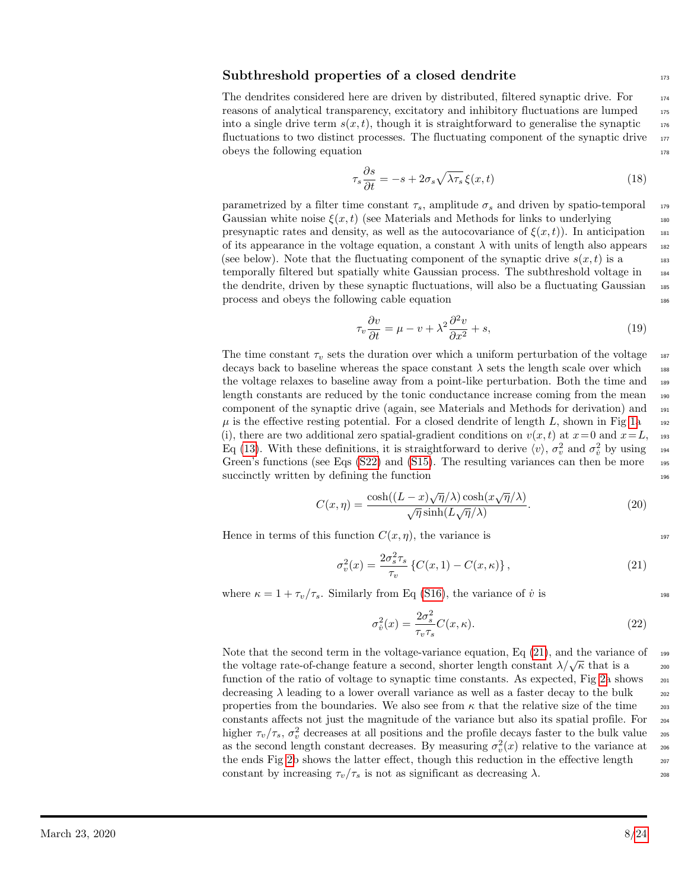## Subthreshold properties of a closed dendrite

The dendrites considered here are driven by distributed, filtered synaptic drive. For reasons of analytical transparency, excitatory and inhibitory fluctuations are lumped into a single drive term $s(x,t)$, though it is straightforward to generalise the synaptic fluctuations to two distinct processes. The fluctuating component of the synaptic drive obeys the following equation

$$\tau_s \frac{\partial s}{\partial t} = -s + 2\sigma_s \sqrt{\lambda \tau_s}\, \xi(x,t) \tag{18}$$

parametrized by a filter time constant $\tau_s$, amplitude $\sigma_s$ and driven by spatio-temporal Gaussian white noise $\xi(x,t)$ (see Materials and Methods for links to underlying presynaptic rates and density, as well as the autocovariance of $\xi(x,t)$). In anticipation of its appearance in the voltage equation, a constant $\lambda$ with units of length also appears (see below). Note that the fluctuating component of the synaptic drive $s(x,t)$ is a temporally filtered but spatially white Gaussian process. The subthreshold voltage in the dendrite, driven by these synaptic fluctuations, will also be a fluctuating Gaussian process and obeys the following cable equation

$$\tau_v \frac{\partial v}{\partial t} = \mu - v + \lambda^2 \frac{\partial^2 v}{\partial x^2} + s, \tag{19}$$

The time constant $\tau_v$ sets the duration over which a uniform perturbation of the voltage decays back to baseline whereas the space constant $\lambda$ sets the length scale over which the voltage relaxes to baseline away from a point-like perturbation. Both the time and length constants are reduced by the tonic conductance increase coming from the mean component of the synaptic drive (again, see Materials and Methods for derivation) and $\mu$ is the effective resting potential. For a closed dendrite of length $L$, shown in Fig 1a (i), there are two additional zero spatial-gradient conditions on $v(x,t)$ at $x=0$ and $x=L$, Eq (13). With these definitions, it is straightforward to derive $\langle v \rangle$, $\sigma_v^2$ and $\sigma_{\dot{v}}^2$ by using Green's functions (see Eqs (S22) and (S15). The resulting variances can then be more succinctly written by defining the function

$$C(x,\eta) = \frac{\cosh((L-x)\sqrt{\eta}/\lambda)\cosh(x\sqrt{\eta}/\lambda)}{\sqrt{\eta}\sinh(L\sqrt{\eta}/\lambda)}. \tag{20}$$

Hence in terms of this function $C(x,\eta)$, the variance is

$$\sigma_v^2(x) = \frac{2\sigma_s^2 \tau_s}{\tau_v} \left\{ C(x,1) - C(x,\kappa) \right\}, \tag{21}$$

where $\kappa = 1 + \tau_v/\tau_s$. Similarly from Eq (S16), the variance of $\dot{v}$ is

$$\sigma_{\dot{v}}^2(x) = \frac{2\sigma_s^2}{\tau_v \tau_s} C(x,\kappa). \tag{22}$$

Note that the second term in the voltage-variance equation, Eq (21), and the variance of the voltage rate-of-change feature a second, shorter length constant $\lambda/\sqrt{\kappa}$ that is a function of the ratio of voltage to synaptic time constants. As expected, Fig 2a shows decreasing $\lambda$ leading to a lower overall variance as well as a faster decay to the bulk properties from the boundaries. We also see from $\kappa$ that the relative size of the time constants affects not just the magnitude of the variance but also its spatial profile. For higher $\tau_v/\tau_s$, $\sigma_v^2$ decreases at all positions and the profile decays faster to the bulk value as the second length constant decreases. By measuring $\sigma_v^2(x)$ relative to the variance at the ends Fig 2b shows the latter effect, though this reduction in the effective length constant by increasing $\tau_v/\tau_s$ is not as significant as decreasing $\lambda$.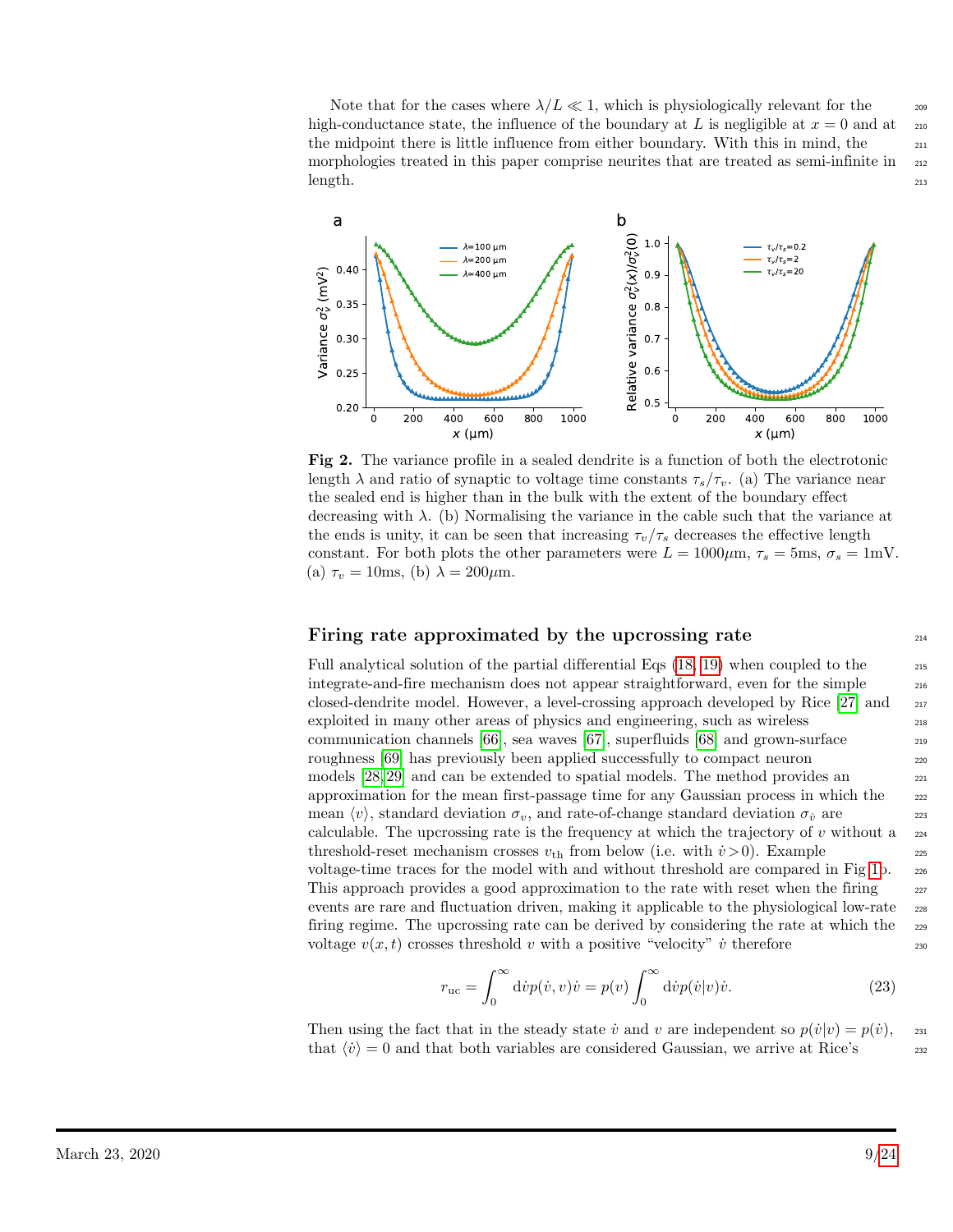Note that for the cases where $\lambda/L \ll 1$, which is physiologically relevant for the high-conductance state, the influence of the boundary at $L$ is negligible at $x = 0$ and at the midpoint there is little influence from either boundary. With this in mind, the morphologies treated in this paper comprise neurites that are treated as semi-infinite in length.

**Fig 2.** The variance profile in a sealed dendrite is a function of both the electrotonic length $\lambda$ and ratio of synaptic to voltage time constants $\tau_s/\tau_v$. (a) The variance near the sealed end is higher than in the bulk with the extent of the boundary effect decreasing with $\lambda$. (b) Normalising the variance in the cable such that the variance at the ends is unity, it can be seen that increasing $\tau_v/\tau_s$ decreases the effective length constant. For both plots the other parameters were $L = 1000\mu$m, $\tau_s = 5$ms, $\sigma_s = 1$mV. (a) $\tau_v = 10$ms, (b) $\lambda = 200\mu$m.

## Firing rate approximated by the upcrossing rate

Full analytical solution of the partial differential Eqs (18, 19) when coupled to the integrate-and-fire mechanism does not appear straightforward, even for the simple closed-dendrite model. However, a level-crossing approach developed by Rice [27] and exploited in many other areas of physics and engineering, such as wireless communication channels [66], sea waves [67], superfluids [68] and grown-surface roughness [69] has previously been applied successfully to compact neuron models [28, 29] and can be extended to spatial models. The method provides an approximation for the mean first-passage time for any Gaussian process in which the mean $\langle v \rangle$, standard deviation $\sigma_v$, and rate-of-change standard deviation $\sigma_{\dot{v}}$ are calculable. The upcrossing rate is the frequency at which the trajectory of $v$ without a threshold-reset mechanism crosses $v_{\text{th}}$ from below (i.e. with $\dot{v} > 0$). Example voltage-time traces for the model with and without threshold are compared in Fig 1b. This approach provides a good approximation to the rate with reset when the firing events are rare and fluctuation driven, making it applicable to the physiological low-rate firing regime. The upcrossing rate can be derived by considering the rate at which the voltage $v(x, t)$ crosses threshold $v$ with a positive "velocity" $\dot{v}$ therefore

$$r_{\text{uc}} = \int_0^\infty \mathrm{d}\dot{v} p(\dot{v}, v)\dot{v} = p(v) \int_0^\infty \mathrm{d}\dot{v} p(\dot{v}|v)\dot{v}. \tag{23}$$

Then using the fact that in the steady state $\dot{v}$ and $v$ are independent so $p(\dot{v}|v) = p(\dot{v})$, that $\langle \dot{v} \rangle = 0$ and that both variables are considered Gaussian, we arrive at Rice's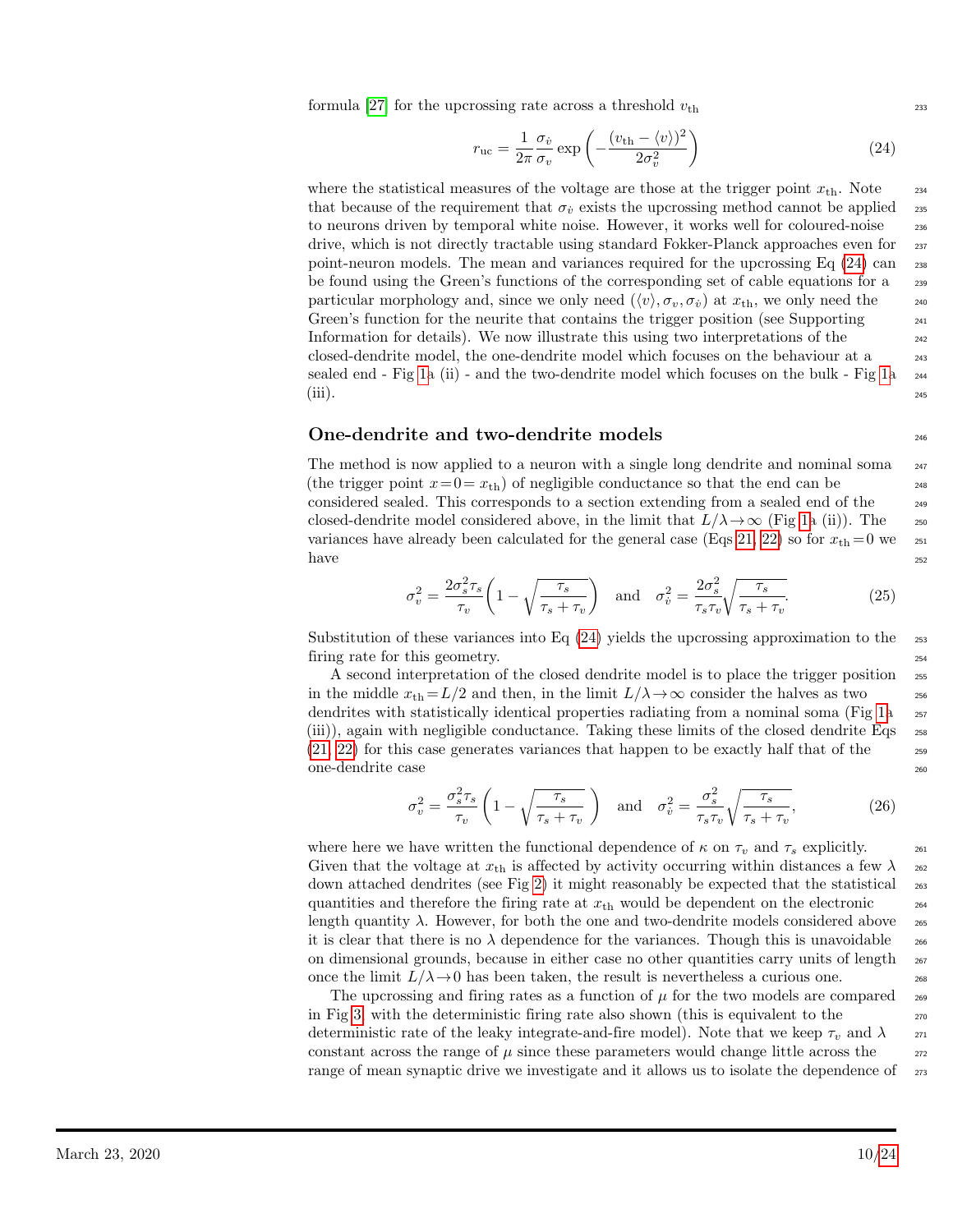formula [27] for the upcrossing rate across a threshold $v_{\rm th}$

$$r_{\rm uc} = \frac{1}{2\pi}\frac{\sigma_{\dot{v}}}{\sigma_v}\exp\left(-\frac{(v_{\rm th} - \langle v\rangle)^2}{2\sigma_v^2}\right) \tag{24}$$

where the statistical measures of the voltage are those at the trigger point $x_{\rm th}$. Note that because of the requirement that $\sigma_{\dot{v}}$ exists the upcrossing method cannot be applied to neurons driven by temporal white noise. However, it works well for coloured-noise drive, which is not directly tractable using standard Fokker-Planck approaches even for point-neuron models. The mean and variances required for the upcrossing Eq (24) can be found using the Green's functions of the corresponding set of cable equations for a particular morphology and, since we only need $(\langle v\rangle, \sigma_v, \sigma_{\dot{v}})$ at $x_{\rm th}$, we only need the Green's function for the neurite that contains the trigger position (see Supporting Information for details). We now illustrate this using two interpretations of the closed-dendrite model, the one-dendrite model which focuses on the behaviour at a sealed end - Fig 1a (ii) - and the two-dendrite model which focuses on the bulk - Fig 1a (iii).

## One-dendrite and two-dendrite models

The method is now applied to a neuron with a single long dendrite and nominal soma (the trigger point $x = 0 = x_{\rm th}$) of negligible conductance so that the end can be considered sealed. This corresponds to a section extending from a sealed end of the closed-dendrite model considered above, in the limit that $L/\lambda \to \infty$ (Fig 1a (ii)). The variances have already been calculated for the general case (Eqs 21, 22) so for $x_{\rm th} = 0$ we have

$$\sigma_v^2 = \frac{2\sigma_s^2\tau_s}{\tau_v}\left(1 - \sqrt{\frac{\tau_s}{\tau_s + \tau_v}}\right) \quad \text{and} \quad \sigma_{\dot{v}}^2 = \frac{2\sigma_s^2}{\tau_s\tau_v}\sqrt{\frac{\tau_s}{\tau_s + \tau_v}}. \tag{25}$$

Substitution of these variances into Eq (24) yields the upcrossing approximation to the firing rate for this geometry.

A second interpretation of the closed dendrite model is to place the trigger position in the middle $x_{\rm th} = L/2$ and then, in the limit $L/\lambda \to \infty$ consider the halves as two dendrites with statistically identical properties radiating from a nominal soma (Fig 1a (iii)), again with negligible conductance. Taking these limits of the closed dendrite Eqs (21, 22) for this case generates variances that happen to be exactly half that of the one-dendrite case

$$\sigma_v^2 = \frac{\sigma_s^2\tau_s}{\tau_v}\left(1 - \sqrt{\frac{\tau_s}{\tau_s + \tau_v}}\right) \quad \text{and} \quad \sigma_{\dot{v}}^2 = \frac{\sigma_s^2}{\tau_s\tau_v}\sqrt{\frac{\tau_s}{\tau_s + \tau_v}}, \tag{26}$$

where here we have written the functional dependence of $\kappa$ on $\tau_v$ and $\tau_s$ explicitly. Given that the voltage at $x_{\rm th}$ is affected by activity occurring within distances a few $\lambda$ down attached dendrites (see Fig 2) it might reasonably be expected that the statistical quantities and therefore the firing rate at $x_{\rm th}$ would be dependent on the electronic length quantity $\lambda$. However, for both the one and two-dendrite models considered above it is clear that there is no $\lambda$ dependence for the variances. Though this is unavoidable on dimensional grounds, because in either case no other quantities carry units of length once the limit $L/\lambda \to 0$ has been taken, the result is nevertheless a curious one.

The upcrossing and firing rates as a function of $\mu$ for the two models are compared in Fig 3, with the deterministic firing rate also shown (this is equivalent to the deterministic rate of the leaky integrate-and-fire model). Note that we keep $\tau_v$ and $\lambda$ constant across the range of $\mu$ since these parameters would change little across the range of mean synaptic drive we investigate and it allows us to isolate the dependence of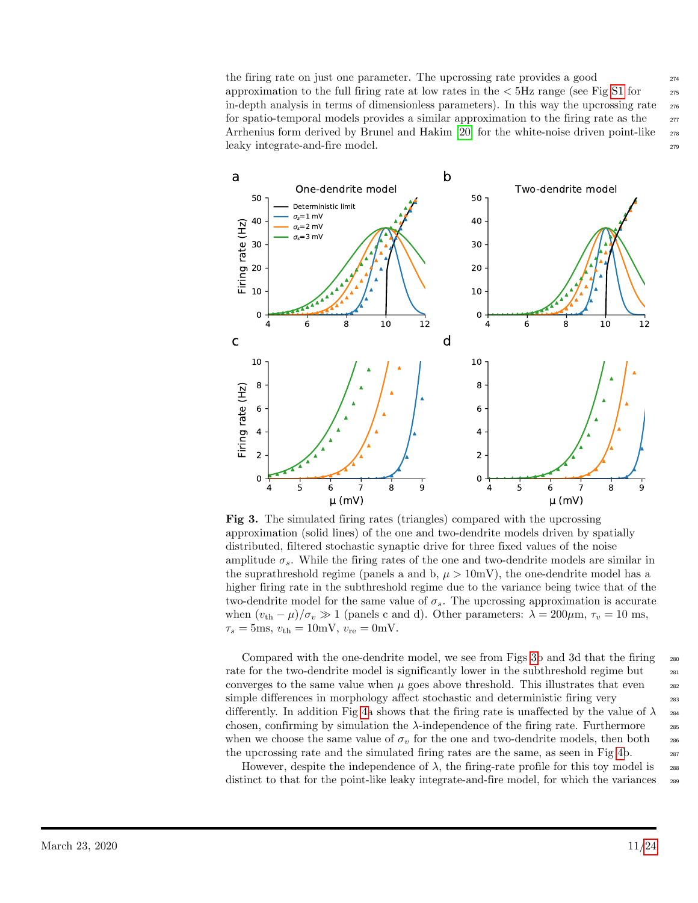the firing rate on just one parameter. The upcrossing rate provides a good approximation to the full firing rate at low rates in the $< 5$Hz range (see Fig S1 for in-depth analysis in terms of dimensionless parameters). In this way the upcrossing rate for spatio-temporal models provides a similar approximation to the firing rate as the Arrhenius form derived by Brunel and Hakim [20] for the white-noise driven point-like leaky integrate-and-fire model.

**Fig 3.** The simulated firing rates (triangles) compared with the upcrossing approximation (solid lines) of the one and two-dendrite models driven by spatially distributed, filtered stochastic synaptic drive for three fixed values of the noise amplitude $\sigma_s$. While the firing rates of the one and two-dendrite models are similar in the suprathreshold regime (panels a and b, $\mu > 10$mV), the one-dendrite model has a higher firing rate in the subthreshold regime due to the variance being twice that of the two-dendrite model for the same value of $\sigma_s$. The upcrossing approximation is accurate when $(v_{\rm th} - \mu)/\sigma_v \gg 1$ (panels c and d). Other parameters: $\lambda = 200\mu$m, $\tau_v = 10$ ms, $\tau_s = 5$ms, $v_{\rm th} = 10$mV, $v_{\rm re} = 0$mV.

Compared with the one-dendrite model, we see from Figs 3b and 3d that the firing rate for the two-dendrite model is significantly lower in the subthreshold regime but converges to the same value when $\mu$ goes above threshold. This illustrates that even simple differences in morphology affect stochastic and deterministic firing very differently. In addition Fig 4a shows that the firing rate is unaffected by the value of $\lambda$ chosen, confirming by simulation the $\lambda$-independence of the firing rate. Furthermore when we choose the same value of $\sigma_v$ for the one and two-dendrite models, then both the upcrossing rate and the simulated firing rates are the same, as seen in Fig 4b.

However, despite the independence of $\lambda$, the firing-rate profile for this toy model is distinct to that for the point-like leaky integrate-and-fire model, for which the variances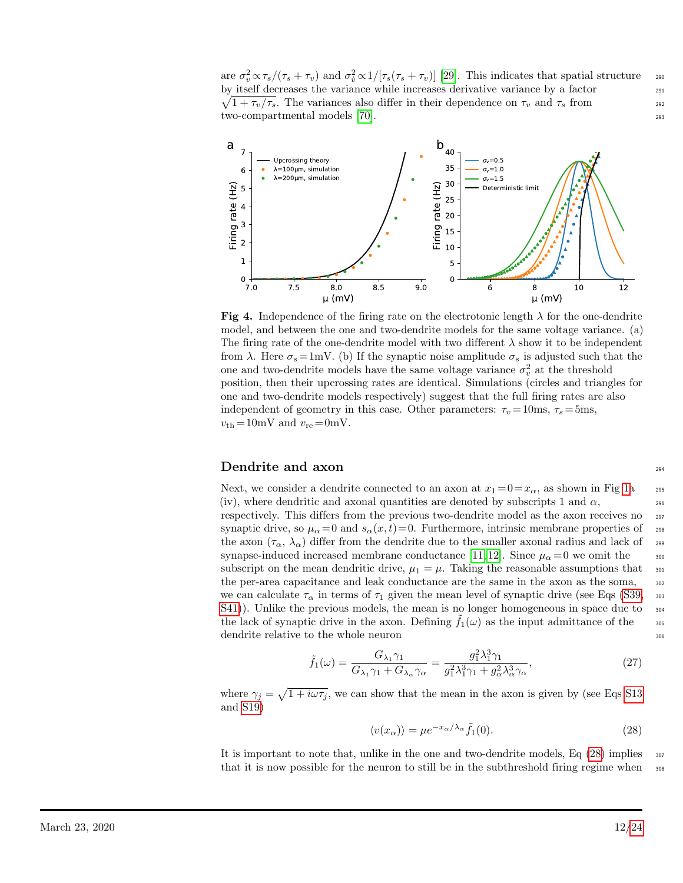are $\sigma_v^2 \propto \tau_s/(\tau_s + \tau_v)$ and $\sigma_{\dot{v}}^2 \propto 1/[\tau_s(\tau_s + \tau_v)]$ [29]. This indicates that spatial structure by itself decreases the variance while increases derivative variance by a factor $\sqrt{1 + \tau_v/\tau_s}$. The variances also differ in their dependence on $\tau_v$ and $\tau_s$ from two-compartmental models [70].

**Fig 4.** Independence of the firing rate on the electrotonic length $\lambda$ for the one-dendrite model, and between the one and two-dendrite models for the same voltage variance. (a) The firing rate of the one-dendrite model with two different $\lambda$ show it to be independent from $\lambda$. Here $\sigma_s = 1$mV. (b) If the synaptic noise amplitude $\sigma_s$ is adjusted such that the one and two-dendrite models have the same voltage variance $\sigma_v^2$ at the threshold position, then their upcrossing rates are identical. Simulations (circles and triangles for one and two-dendrite models respectively) suggest that the full firing rates are also independent of geometry in this case. Other parameters: $\tau_v = 10$ms, $\tau_s = 5$ms, $v_{\rm th} = 10$mV and $v_{\rm re} = 0$mV.

## Dendrite and axon

Next, we consider a dendrite connected to an axon at $x_1 = 0 = x_\alpha$, as shown in Fig 1a (iv), where dendritic and axonal quantities are denoted by subscripts 1 and $\alpha$, respectively. This differs from the previous two-dendrite model as the axon receives no synaptic drive, so $\mu_\alpha = 0$ and $s_\alpha(x,t) = 0$. Furthermore, intrinsic membrane properties of the axon ($\tau_\alpha$, $\lambda_\alpha$) differ from the dendrite due to the smaller axonal radius and lack of synapse-induced increased membrane conductance [11, 12]. Since $\mu_\alpha = 0$ we omit the subscript on the mean dendritic drive, $\mu_1 = \mu$. Taking the reasonable assumptions that the per-area capacitance and leak conductance are the same in the axon as the soma, we can calculate $\tau_\alpha$ in terms of $\tau_1$ given the mean level of synaptic drive (see Eqs (S39, S41)). Unlike the previous models, the mean is no longer homogeneous in space due to the lack of synaptic drive in the axon. Defining $\tilde{f}_1(\omega)$ as the input admittance of the dendrite relative to the whole neuron

$$\tilde{f}_1(\omega) = \frac{G_{\lambda_1}\gamma_1}{G_{\lambda_1}\gamma_1 + G_{\lambda_\alpha}\gamma_\alpha} = \frac{g_1^2\lambda_1^3\gamma_1}{g_1^2\lambda_1^3\gamma_1 + g_\alpha^2\lambda_\alpha^3\gamma_\alpha}, \tag{27}$$

where $\gamma_j = \sqrt{1 + i\omega\tau_j}$, we can show that the mean in the axon is given by (see Eqs S13 and S19)

$$\langle v(x_\alpha)\rangle = \mu e^{-x_\alpha/\lambda_\alpha}\tilde{f}_1(0). \tag{28}$$

It is important to note that, unlike in the one and two-dendrite models, Eq (28) implies that it is now possible for the neuron to still be in the subthreshold firing regime when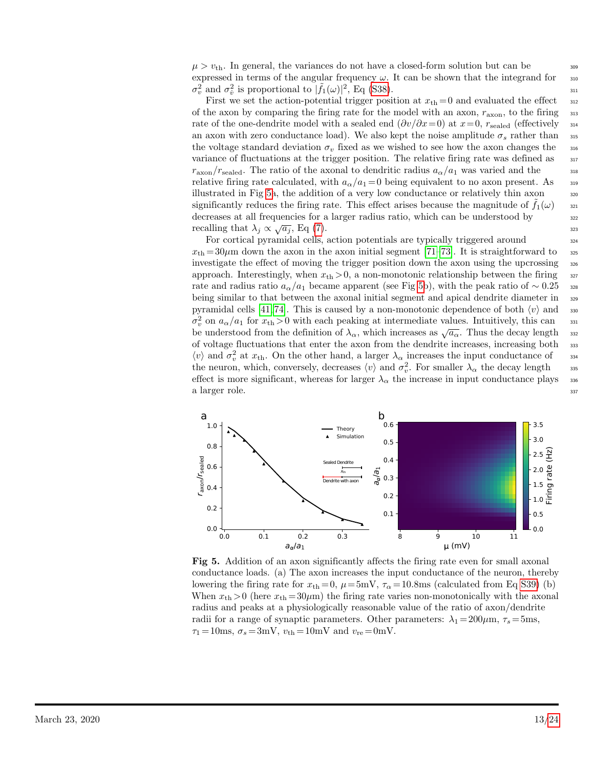$\mu > v_{\mathrm{th}}$. In general, the variances do not have a closed-form solution but can be expressed in terms of the angular frequency $\omega$. It can be shown that the integrand for $\sigma_v^2$ and $\sigma_{\dot{v}}^2$ is proportional to $|\tilde{f}_1(\omega)|^2$, Eq (S38).

First we set the action-potential trigger position at $x_{\mathrm{th}}=0$ and evaluated the effect of the axon by comparing the firing rate for the model with an axon, $r_{\mathrm{axon}}$, to the firing rate of the one-dendrite model with a sealed end ($\partial v/\partial x=0$) at $x=0$, $r_{\mathrm{sealed}}$ (effectively an axon with zero conductance load). We also kept the noise amplitude $\sigma_s$ rather than the voltage standard deviation $\sigma_v$ fixed as we wished to see how the axon changes the variance of fluctuations at the trigger position. The relative firing rate was defined as $r_{\mathrm{axon}}/r_{\mathrm{sealed}}$. The ratio of the axonal to dendritic radius $a_\alpha/a_1$ was varied and the relative firing rate calculated, with $a_\alpha/a_1=0$ being equivalent to no axon present. As illustrated in Fig 5a, the addition of a very low conductance or relatively thin axon significantly reduces the firing rate. This effect arises because the magnitude of $\tilde{f}_1(\omega)$ decreases at all frequencies for a larger radius ratio, which can be understood by recalling that $\lambda_j \propto \sqrt{a_j}$, Eq (7).

For cortical pyramidal cells, action potentials are typically triggered around $x_{\mathrm{th}}=30\mu$m down the axon in the axon initial segment [71–73]. It is straightforward to investigate the effect of moving the trigger position down the axon using the upcrossing approach. Interestingly, when $x_{\mathrm{th}}>0$, a non-monotonic relationship between the firing rate and radius ratio $a_\alpha/a_1$ became apparent (see Fig 5b), with the peak ratio of $\sim 0.25$ being similar to that between the axonal initial segment and apical dendrite diameter in pyramidal cells [41, 74]. This is caused by a non-monotonic dependence of both $\langle v\rangle$ and $\sigma_v^2$ on $a_\alpha/a_1$ for $x_{\mathrm{th}}>0$ with each peaking at intermediate values. Intuitively, this can be understood from the definition of $\lambda_\alpha$, which increases as $\sqrt{a_\alpha}$. Thus the decay length of voltage fluctuations that enter the axon from the dendrite increases, increasing both $\langle v\rangle$ and $\sigma_v^2$ at $x_{\mathrm{th}}$. On the other hand, a larger $\lambda_\alpha$ increases the input conductance of the neuron, which, conversely, decreases $\langle v\rangle$ and $\sigma_v^2$. For smaller $\lambda_\alpha$ the decay length effect is more significant, whereas for larger $\lambda_\alpha$ the increase in input conductance plays a larger role.

**Fig 5.** Addition of an axon significantly affects the firing rate even for small axonal conductance loads. (a) The axon increases the input conductance of the neuron, thereby lowering the firing rate for $x_{\mathrm{th}}=0$, $\mu=5$mV, $\tau_\alpha=10.8$ms (calculated from Eq S39) (b) When $x_{\mathrm{th}}>0$ (here $x_{\mathrm{th}}=30\mu$m) the firing rate varies non-monotonically with the axonal radius and peaks at a physiologically reasonable value of the ratio of axon/dendrite radii for a range of synaptic parameters. Other parameters: $\lambda_1=200\mu$m, $\tau_s=5$ms, $\tau_1=10$ms, $\sigma_s=3$mV, $v_{\mathrm{th}}=10$mV and $v_{\mathrm{re}}=0$mV.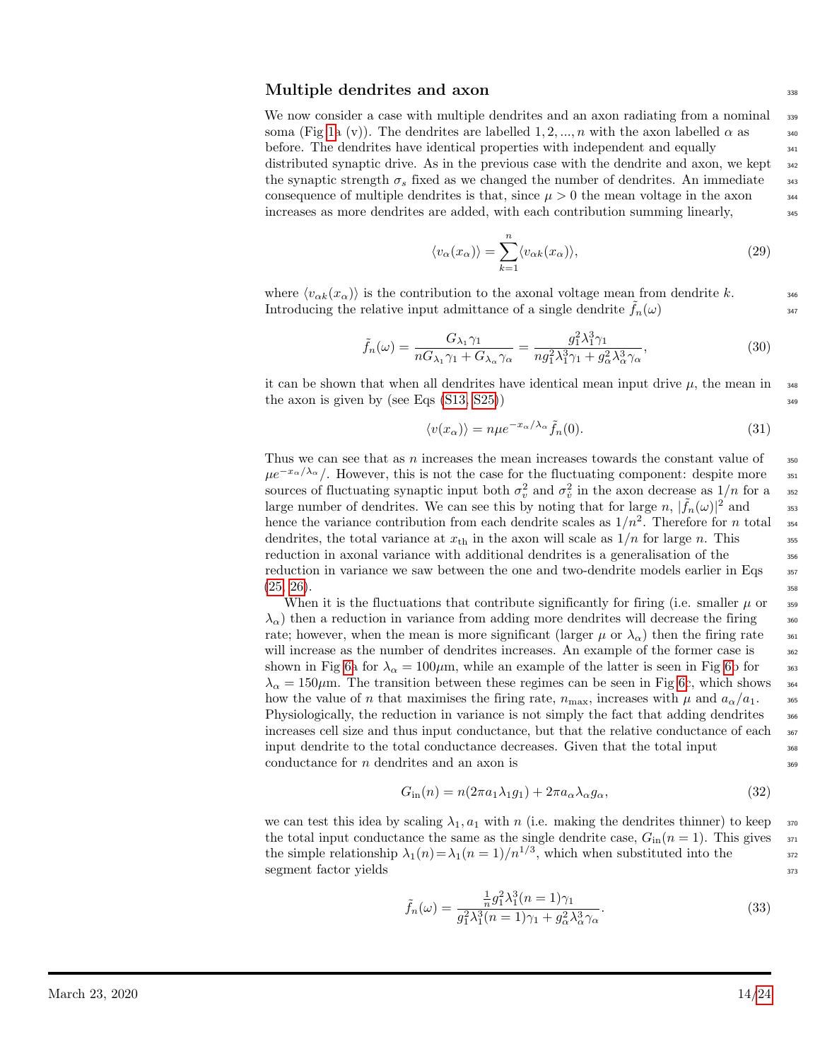## Multiple dendrites and axon

We now consider a case with multiple dendrites and an axon radiating from a nominal soma (Fig 1a (v)). The dendrites are labelled $1, 2, ..., n$ with the axon labelled $\alpha$ as before. The dendrites have identical properties with independent and equally distributed synaptic drive. As in the previous case with the dendrite and axon, we kept the synaptic strength $\sigma_s$ fixed as we changed the number of dendrites. An immediate consequence of multiple dendrites is that, since $\mu > 0$ the mean voltage in the axon increases as more dendrites are added, with each contribution summing linearly,

$$\langle v_\alpha(x_\alpha)\rangle = \sum_{k=1}^{n} \langle v_{\alpha k}(x_\alpha)\rangle, \tag{29}$$

where $\langle v_{\alpha k}(x_\alpha)\rangle$ is the contribution to the axonal voltage mean from dendrite $k$. Introducing the relative input admittance of a single dendrite $\tilde{f}_n(\omega)$

$$\tilde{f}_n(\omega) = \frac{G_{\lambda_1}\gamma_1}{nG_{\lambda_1}\gamma_1 + G_{\lambda_\alpha}\gamma_\alpha} = \frac{g_1^2\lambda_1^3\gamma_1}{ng_1^2\lambda_1^3\gamma_1 + g_\alpha^2\lambda_\alpha^3\gamma_\alpha}, \tag{30}$$

it can be shown that when all dendrites have identical mean input drive $\mu$, the mean in the axon is given by (see Eqs (S13, S25))

$$\langle v(x_\alpha)\rangle = n\mu e^{-x_\alpha/\lambda_\alpha}\tilde{f}_n(0). \tag{31}$$

Thus we can see that as $n$ increases the mean increases towards the constant value of $\mu e^{-x_\alpha/\lambda_\alpha}/$. However, this is not the case for the fluctuating component: despite more sources of fluctuating synaptic input both $\sigma_v^2$ and $\sigma_{\dot{v}}^2$ in the axon decrease as $1/n$ for a large number of dendrites. We can see this by noting that for large $n$, $|\tilde{f}_n(\omega)|^2$ and hence the variance contribution from each dendrite scales as $1/n^2$. Therefore for $n$ total dendrites, the total variance at $x_{\text{th}}$ in the axon will scale as $1/n$ for large $n$. This reduction in axonal variance with additional dendrites is a generalisation of the reduction in variance we saw between the one and two-dendrite models earlier in Eqs (25, 26).

When it is the fluctuations that contribute significantly for firing (i.e. smaller $\mu$ or $\lambda_\alpha$) then a reduction in variance from adding more dendrites will decrease the firing rate; however, when the mean is more significant (larger $\mu$ or $\lambda_\alpha$) then the firing rate will increase as the number of dendrites increases. An example of the former case is shown in Fig 6a for $\lambda_\alpha = 100\mu$m, while an example of the latter is seen in Fig 6b for $\lambda_\alpha = 150\mu$m. The transition between these regimes can be seen in Fig 6c, which shows how the value of $n$ that maximises the firing rate, $n_{\max}$, increases with $\mu$ and $a_\alpha/a_1$. Physiologically, the reduction in variance is not simply the fact that adding dendrites increases cell size and thus input conductance, but that the relative conductance of each input dendrite to the total conductance decreases. Given that the total input conductance for $n$ dendrites and an axon is

$$G_{\text{in}}(n) = n(2\pi a_1\lambda_1 g_1) + 2\pi a_\alpha\lambda_\alpha g_\alpha, \tag{32}$$

we can test this idea by scaling $\lambda_1, a_1$ with $n$ (i.e. making the dendrites thinner) to keep the total input conductance the same as the single dendrite case, $G_{\text{in}}(n = 1)$. This gives the simple relationship $\lambda_1(n)=\lambda_1(n = 1)/n^{1/3}$, which when substituted into the segment factor yields

$$\tilde{f}_n(\omega) = \frac{\frac{1}{n}g_1^2\lambda_1^3(n = 1)\gamma_1}{g_1^2\lambda_1^3(n = 1)\gamma_1 + g_\alpha^2\lambda_\alpha^3\gamma_\alpha}. \tag{33}$$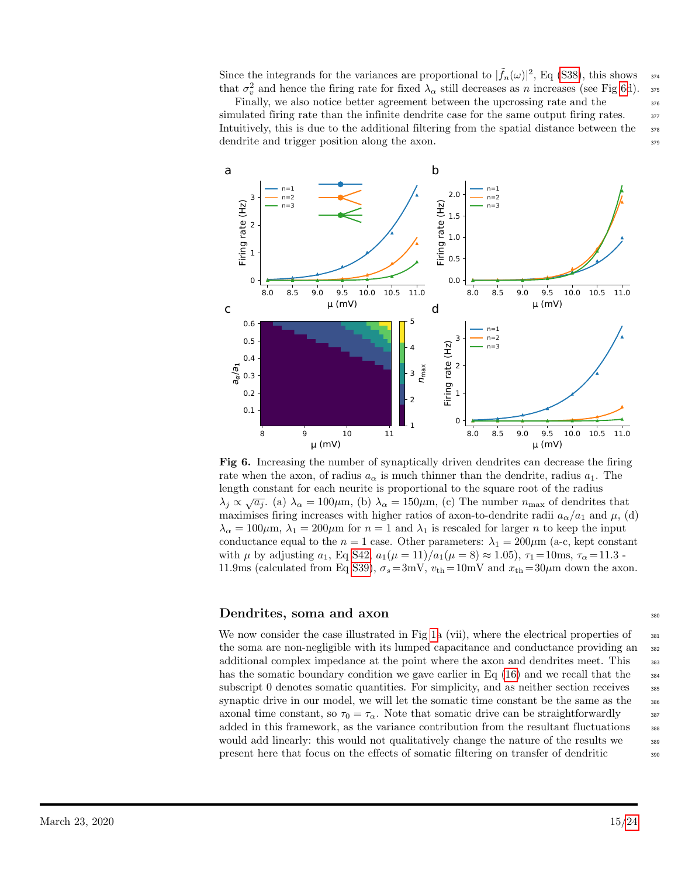Since the integrands for the variances are proportional to $|\tilde{f}_n(\omega)|^2$, Eq (S38), this shows that $\sigma_v^2$ and hence the firing rate for fixed $\lambda_\alpha$ still decreases as $n$ increases (see Fig 6d).

Finally, we also notice better agreement between the upcrossing rate and the simulated firing rate than the infinite dendrite case for the same output firing rates. Intuitively, this is due to the additional filtering from the spatial distance between the dendrite and trigger position along the axon.

**Fig 6.** Increasing the number of synaptically driven dendrites can decrease the firing rate when the axon, of radius $a_\alpha$ is much thinner than the dendrite, radius $a_1$. The length constant for each neurite is proportional to the square root of the radius $\lambda_j \propto \sqrt{a_j}$. (a) $\lambda_\alpha = 100\mu$m, (b) $\lambda_\alpha = 150\mu$m, (c) The number $n_{\max}$ of dendrites that maximises firing increases with higher ratios of axon-to-dendrite radii $a_\alpha/a_1$ and $\mu$, (d) $\lambda_\alpha = 100\mu$m, $\lambda_1 = 200\mu$m for $n = 1$ and $\lambda_1$ is rescaled for larger $n$ to keep the input conductance equal to the $n = 1$ case. Other parameters: $\lambda_1 = 200\mu$m (a-c, kept constant with $\mu$ by adjusting $a_1$, Eq S42, $a_1(\mu = 11)/a_1(\mu = 8) \approx 1.05$), $\tau_1 = 10$ms, $\tau_\alpha = 11.3$ - 11.9ms (calculated from Eq S39), $\sigma_s = 3$mV, $v_{\text{th}} = 10$mV and $x_{\text{th}} = 30\mu$m down the axon.

## Dendrites, soma and axon

We now consider the case illustrated in Fig 1a (vii), where the electrical properties of the soma are non-negligible with its lumped capacitance and conductance providing an additional complex impedance at the point where the axon and dendrites meet. This has the somatic boundary condition we gave earlier in Eq (16) and we recall that the subscript 0 denotes somatic quantities. For simplicity, and as neither section receives synaptic drive in our model, we will let the somatic time constant be the same as the axonal time constant, so $\tau_0 = \tau_\alpha$. Note that somatic drive can be straightforwardly added in this framework, as the variance contribution from the resultant fluctuations would add linearly: this would not qualitatively change the nature of the results we present here that focus on the effects of somatic filtering on transfer of dendritic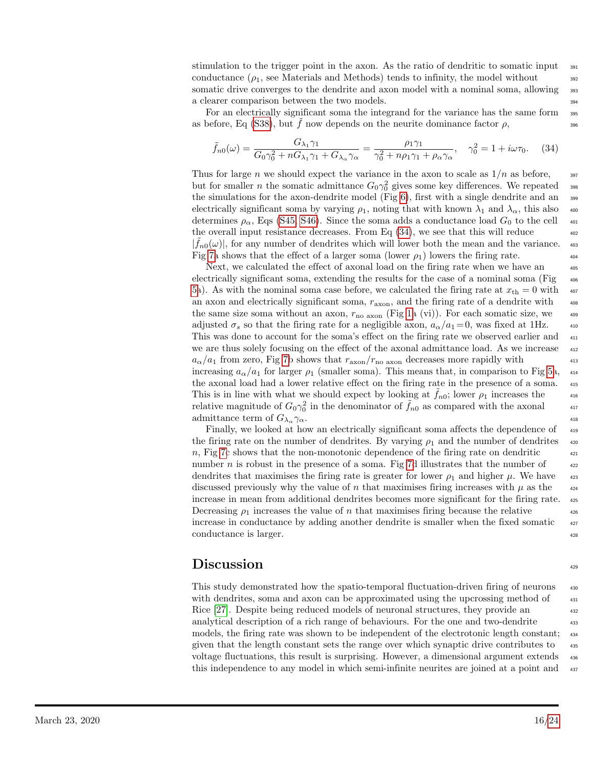stimulation to the trigger point in the axon. As the ratio of dendritic to somatic input conductance ($\rho_1$, see Materials and Methods) tends to infinity, the model without somatic drive converges to the dendrite and axon model with a nominal soma, allowing a clearer comparison between the two models.

For an electrically significant soma the integrand for the variance has the same form as before, Eq (S38), but $\tilde{f}$ now depends on the neurite dominance factor $\rho$,

$$\tilde{f}_{n0}(\omega) = \frac{G_{\lambda_1}\gamma_1}{G_0\gamma_0^2 + nG_{\lambda_1}\gamma_1 + G_{\lambda_\alpha}\gamma_\alpha} = \frac{\rho_1\gamma_1}{\gamma_0^2 + n\rho_1\gamma_1 + \rho_\alpha\gamma_\alpha}, \quad \gamma_0^2 = 1 + i\omega\tau_0. \quad (34)$$

Thus for large $n$ we should expect the variance in the axon to scale as $1/n$ as before, but for smaller $n$ the somatic admittance $G_0\gamma_0^2$ gives some key differences. We repeated the simulations for the axon-dendrite model (Fig 6), first with a single dendrite and an electrically significant soma by varying $\rho_1$, noting that with known $\lambda_1$ and $\lambda_\alpha$, this also determines $\rho_\alpha$, Eqs (S45, S46). Since the soma adds a conductance load $G_0$ to the cell the overall input resistance decreases. From Eq (34), we see that this will reduce $|\tilde{f}_{n0}(\omega)|$, for any number of dendrites which will lower both the mean and the variance. Fig 7a shows that the effect of a larger soma (lower $\rho_1$) lowers the firing rate.

Next, we calculated the effect of axonal load on the firing rate when we have an electrically significant soma, extending the results for the case of a nominal soma (Fig 5a). As with the nominal soma case before, we calculated the firing rate at $x_{\text{th}} = 0$ with an axon and electrically significant soma, $r_{\text{axon}}$, and the firing rate of a dendrite with the same size soma without an axon, $r_{\text{no axon}}$ (Fig 1a (vi)). For each somatic size, we adjusted $\sigma_s$ so that the firing rate for a negligible axon, $a_\alpha/a_1 = 0$, was fixed at 1Hz. This was done to account for the soma's effect on the firing rate we observed earlier and we are thus solely focusing on the effect of the axonal admittance load. As we increase $a_\alpha/a_1$ from zero, Fig 7b shows that $r_{\text{axon}}/r_{\text{no axon}}$ decreases more rapidly with increasing $a_\alpha/a_1$ for larger $\rho_1$ (smaller soma). This means that, in comparison to Fig 5a, the axonal load had a lower relative effect on the firing rate in the presence of a soma. This is in line with what we should expect by looking at $\tilde{f}_{n0}$; lower $\rho_1$ increases the relative magnitude of $G_0\gamma_0^2$ in the denominator of $\tilde{f}_{n0}$ as compared with the axonal admittance term of $G_{\lambda_\alpha}\gamma_\alpha$.

Finally, we looked at how an electrically significant soma affects the dependence of the firing rate on the number of dendrites. By varying $\rho_1$ and the number of dendrites $n$, Fig 7c shows that the non-monotonic dependence of the firing rate on dendritic number $n$ is robust in the presence of a soma. Fig 7d illustrates that the number of dendrites that maximises the firing rate is greater for lower $\rho_1$ and higher $\mu$. We have discussed previously why the value of $n$ that maximises firing increases with $\mu$ as the increase in mean from additional dendrites becomes more significant for the firing rate. Decreasing $\rho_1$ increases the value of $n$ that maximises firing because the relative increase in conductance by adding another dendrite is smaller when the fixed somatic conductance is larger.

# Discussion

This study demonstrated how the spatio-temporal fluctuation-driven firing of neurons with dendrites, soma and axon can be approximated using the upcrossing method of Rice [27]. Despite being reduced models of neuronal structures, they provide an analytical description of a rich range of behaviours. For the one and two-dendrite models, the firing rate was shown to be independent of the electrotonic length constant; given that the length constant sets the range over which synaptic drive contributes to voltage fluctuations, this result is surprising. However, a dimensional argument extends this independence to any model in which semi-infinite neurites are joined at a point and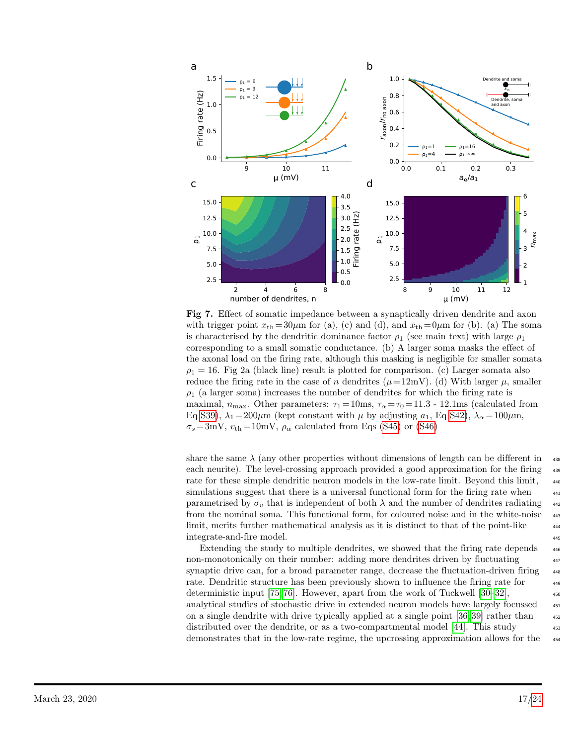**Fig 7.** Effect of somatic impedance between a synaptically driven dendrite and axon with trigger point $x_{\text{th}}=30\mu$m for (a), (c) and (d), and $x_{\text{th}}=0\mu$m for (b). (a) The soma is characterised by the dendritic dominance factor $\rho_1$ (see main text) with large $\rho_1$ corresponding to a small somatic conductance. (b) A larger soma masks the effect of the axonal load on the firing rate, although this masking is negligible for smaller somata $\rho_1 = 16$. Fig 2a (black line) result is plotted for comparison. (c) Larger somata also reduce the firing rate in the case of $n$ dendrites ($\mu=12$mV). (d) With larger $\mu$, smaller $\rho_1$ (a larger soma) increases the number of dendrites for which the firing rate is maximal, $n_{\max}$. Other parameters: $\tau_1=10$ms, $\tau_\alpha=\tau_0=11.3$ - 12.1ms (calculated from Eq S39), $\lambda_1=200\mu$m (kept constant with $\mu$ by adjusting $a_1$, Eq S42), $\lambda_\alpha=100\mu$m, $\sigma_s=3$mV, $v_{\text{th}}=10$mV, $\rho_\alpha$ calculated from Eqs (S45) or (S46)

share the same $\lambda$ (any other properties without dimensions of length can be different in each neurite). The level-crossing approach provided a good approximation for the firing rate for these simple dendritic neuron models in the low-rate limit. Beyond this limit, simulations suggest that there is a universal functional form for the firing rate when parametrised by $\sigma_v$ that is independent of both $\lambda$ and the number of dendrites radiating from the nominal soma. This functional form, for coloured noise and in the white-noise limit, merits further mathematical analysis as it is distinct to that of the point-like integrate-and-fire model.

Extending the study to multiple dendrites, we showed that the firing rate depends non-monotonically on their number: adding more dendrites driven by fluctuating synaptic drive can, for a broad parameter range, decrease the fluctuation-driven firing rate. Dendritic structure has been previously shown to influence the firing rate for deterministic input [75, 76]. However, apart from the work of Tuckwell [30–32], analytical studies of stochastic drive in extended neuron models have largely focussed on a single dendrite with drive typically applied at a single point [36, 39] rather than distributed over the dendrite, or as a two-compartmental model [44]. This study demonstrates that in the low-rate regime, the upcrossing approximation allows for the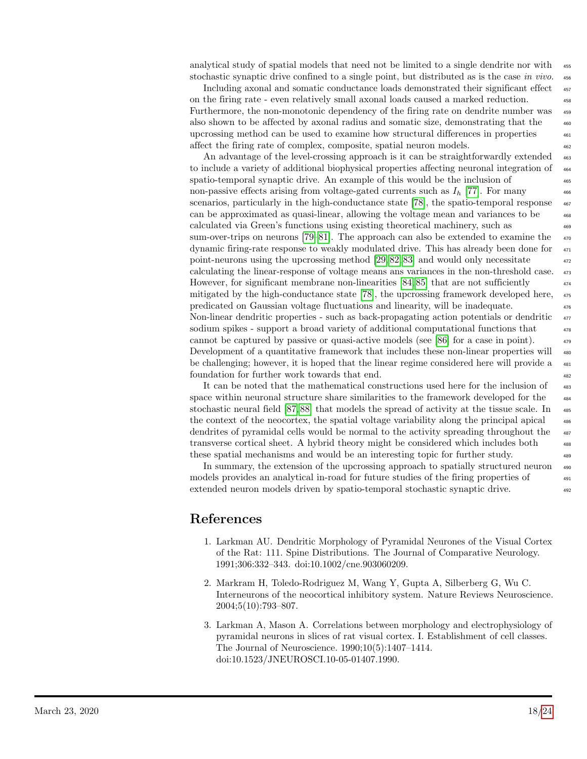analytical study of spatial models that need not be limited to a single dendrite nor with stochastic synaptic drive confined to a single point, but distributed as is the case *in vivo*.

Including axonal and somatic conductance loads demonstrated their significant effect on the firing rate - even relatively small axonal loads caused a marked reduction. Furthermore, the non-monotonic dependency of the firing rate on dendrite number was also shown to be affected by axonal radius and somatic size, demonstrating that the upcrossing method can be used to examine how structural differences in properties affect the firing rate of complex, composite, spatial neuron models.

An advantage of the level-crossing approach is it can be straightforwardly extended to include a variety of additional biophysical properties affecting neuronal integration of spatio-temporal synaptic drive. An example of this would be the inclusion of non-passive effects arising from voltage-gated currents such as $I_h$ [77]. For many scenarios, particularly in the high-conductance state [78], the spatio-temporal response can be approximated as quasi-linear, allowing the voltage mean and variances to be calculated via Green's functions using existing theoretical machinery, such as sum-over-trips on neurons [79–81]. The approach can also be extended to examine the dynamic firing-rate response to weakly modulated drive. This has already been done for point-neurons using the upcrossing method [29, 82, 83] and would only necessitate calculating the linear-response of voltage means ans variances in the non-threshold case. However, for significant membrane non-linearities [84, 85] that are not sufficiently mitigated by the high-conductance state [78], the upcrossing framework developed here, predicated on Gaussian voltage fluctuations and linearity, will be inadequate. Non-linear dendritic properties - such as back-propagating action potentials or dendritic sodium spikes - support a broad variety of additional computational functions that cannot be captured by passive or quasi-active models (see [86] for a case in point). Development of a quantitative framework that includes these non-linear properties will be challenging; however, it is hoped that the linear regime considered here will provide a foundation for further work towards that end.

It can be noted that the mathematical constructions used here for the inclusion of space within neuronal structure share similarities to the framework developed for the stochastic neural field [87, 88] that models the spread of activity at the tissue scale. In the context of the neocortex, the spatial voltage variability along the principal apical dendrites of pyramidal cells would be normal to the activity spreading throughout the transverse cortical sheet. A hybrid theory might be considered which includes both these spatial mechanisms and would be an interesting topic for further study.

In summary, the extension of the upcrossing approach to spatially structured neuron models provides an analytical in-road for future studies of the firing properties of extended neuron models driven by spatio-temporal stochastic synaptic drive.

# References

1. Larkman AU. Dendritic Morphology of Pyramidal Neurones of the Visual Cortex of the Rat: 111. Spine Distributions. The Journal of Comparative Neurology. 1991;306:332–343. doi:10.1002/cne.903060209.

2. Markram H, Toledo-Rodriguez M, Wang Y, Gupta A, Silberberg G, Wu C. Interneurons of the neocortical inhibitory system. Nature Reviews Neuroscience. 2004;5(10):793–807.

3. Larkman A, Mason A. Correlations between morphology and electrophysiology of pyramidal neurons in slices of rat visual cortex. I. Establishment of cell classes. The Journal of Neuroscience. 1990;10(5):1407–1414. doi:10.1523/JNEUROSCI.10-05-01407.1990.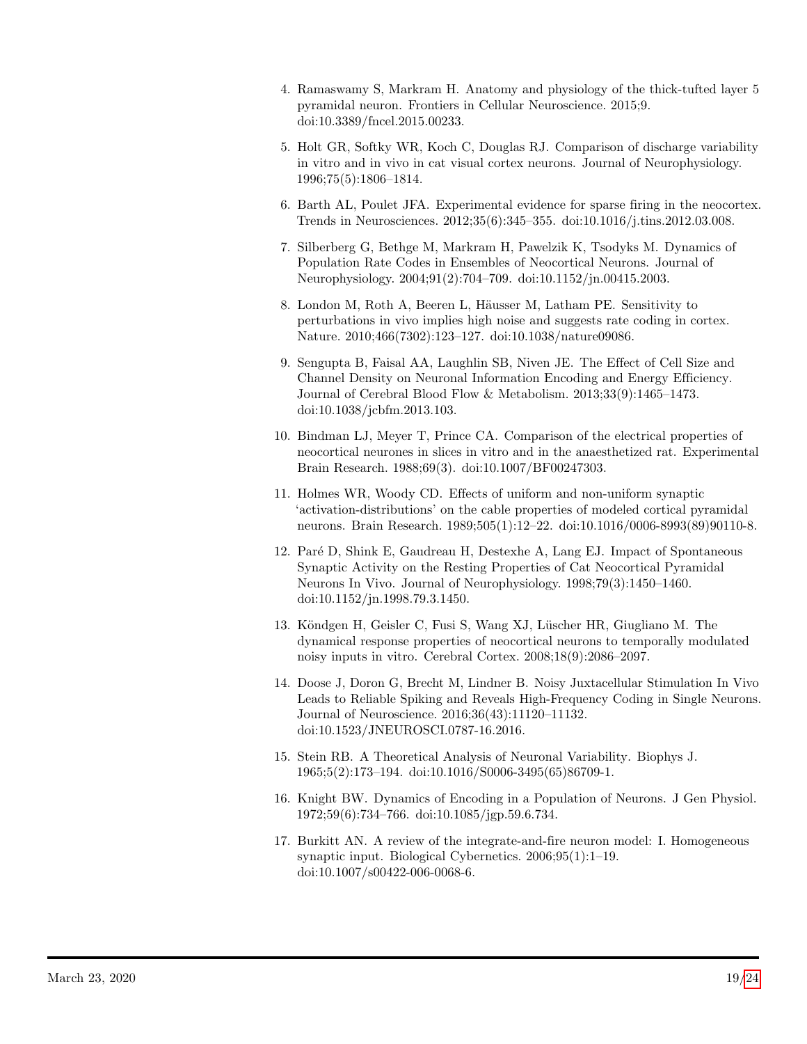4. Ramaswamy S, Markram H. Anatomy and physiology of the thick-tufted layer 5 pyramidal neuron. Frontiers in Cellular Neuroscience. 2015;9. doi:10.3389/fncel.2015.00233.

5. Holt GR, Softky WR, Koch C, Douglas RJ. Comparison of discharge variability in vitro and in vivo in cat visual cortex neurons. Journal of Neurophysiology. 1996;75(5):1806–1814.

6. Barth AL, Poulet JFA. Experimental evidence for sparse firing in the neocortex. Trends in Neurosciences. 2012;35(6):345–355. doi:10.1016/j.tins.2012.03.008.

7. Silberberg G, Bethge M, Markram H, Pawelzik K, Tsodyks M. Dynamics of Population Rate Codes in Ensembles of Neocortical Neurons. Journal of Neurophysiology. 2004;91(2):704–709. doi:10.1152/jn.00415.2003.

8. London M, Roth A, Beeren L, Häusser M, Latham PE. Sensitivity to perturbations in vivo implies high noise and suggests rate coding in cortex. Nature. 2010;466(7302):123–127. doi:10.1038/nature09086.

9. Sengupta B, Faisal AA, Laughlin SB, Niven JE. The Effect of Cell Size and Channel Density on Neuronal Information Encoding and Energy Efficiency. Journal of Cerebral Blood Flow & Metabolism. 2013;33(9):1465–1473. doi:10.1038/jcbfm.2013.103.

10. Bindman LJ, Meyer T, Prince CA. Comparison of the electrical properties of neocortical neurones in slices in vitro and in the anaesthetized rat. Experimental Brain Research. 1988;69(3). doi:10.1007/BF00247303.

11. Holmes WR, Woody CD. Effects of uniform and non-uniform synaptic 'activation-distributions' on the cable properties of modeled cortical pyramidal neurons. Brain Research. 1989;505(1):12–22. doi:10.1016/0006-8993(89)90110-8.

12. Paré D, Shink E, Gaudreau H, Destexhe A, Lang EJ. Impact of Spontaneous Synaptic Activity on the Resting Properties of Cat Neocortical Pyramidal Neurons In Vivo. Journal of Neurophysiology. 1998;79(3):1450–1460. doi:10.1152/jn.1998.79.3.1450.

13. Köndgen H, Geisler C, Fusi S, Wang XJ, Lüscher HR, Giugliano M. The dynamical response properties of neocortical neurons to temporally modulated noisy inputs in vitro. Cerebral Cortex. 2008;18(9):2086–2097.

14. Doose J, Doron G, Brecht M, Lindner B. Noisy Juxtacellular Stimulation In Vivo Leads to Reliable Spiking and Reveals High-Frequency Coding in Single Neurons. Journal of Neuroscience. 2016;36(43):11120–11132. doi:10.1523/JNEUROSCI.0787-16.2016.

15. Stein RB. A Theoretical Analysis of Neuronal Variability. Biophys J. 1965;5(2):173–194. doi:10.1016/S0006-3495(65)86709-1.

16. Knight BW. Dynamics of Encoding in a Population of Neurons. J Gen Physiol. 1972;59(6):734–766. doi:10.1085/jgp.59.6.734.

17. Burkitt AN. A review of the integrate-and-fire neuron model: I. Homogeneous synaptic input. Biological Cybernetics. 2006;95(1):1–19. doi:10.1007/s00422-006-0068-6.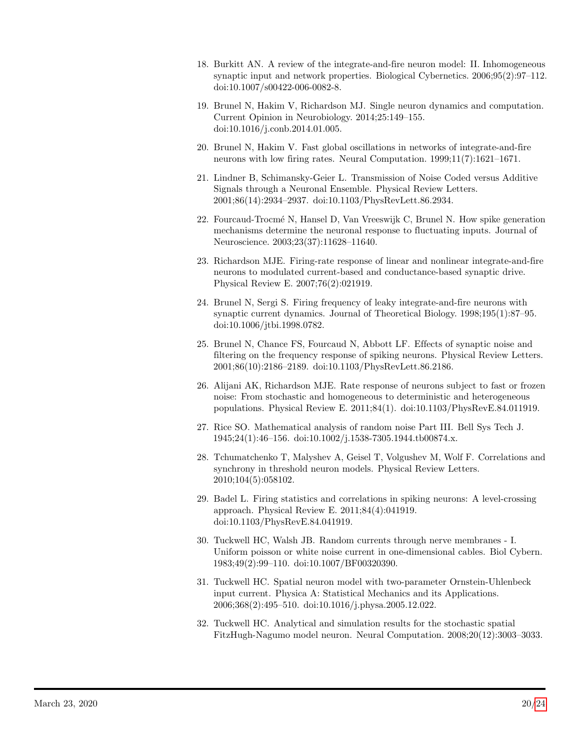18. Burkitt AN. A review of the integrate-and-fire neuron model: II. Inhomogeneous synaptic input and network properties. Biological Cybernetics. 2006;95(2):97–112. doi:10.1007/s00422-006-0082-8.

19. Brunel N, Hakim V, Richardson MJ. Single neuron dynamics and computation. Current Opinion in Neurobiology. 2014;25:149–155. doi:10.1016/j.conb.2014.01.005.

20. Brunel N, Hakim V. Fast global oscillations in networks of integrate-and-fire neurons with low firing rates. Neural Computation. 1999;11(7):1621–1671.

21. Lindner B, Schimansky-Geier L. Transmission of Noise Coded versus Additive Signals through a Neuronal Ensemble. Physical Review Letters. 2001;86(14):2934–2937. doi:10.1103/PhysRevLett.86.2934.

22. Fourcaud-Trocmé N, Hansel D, Van Vreeswijk C, Brunel N. How spike generation mechanisms determine the neuronal response to fluctuating inputs. Journal of Neuroscience. 2003;23(37):11628–11640.

23. Richardson MJE. Firing-rate response of linear and nonlinear integrate-and-fire neurons to modulated current-based and conductance-based synaptic drive. Physical Review E. 2007;76(2):021919.

24. Brunel N, Sergi S. Firing frequency of leaky integrate-and-fire neurons with synaptic current dynamics. Journal of Theoretical Biology. 1998;195(1):87–95. doi:10.1006/jtbi.1998.0782.

25. Brunel N, Chance FS, Fourcaud N, Abbott LF. Effects of synaptic noise and filtering on the frequency response of spiking neurons. Physical Review Letters. 2001;86(10):2186–2189. doi:10.1103/PhysRevLett.86.2186.

26. Alijani AK, Richardson MJE. Rate response of neurons subject to fast or frozen noise: From stochastic and homogeneous to deterministic and heterogeneous populations. Physical Review E. 2011;84(1). doi:10.1103/PhysRevE.84.011919.

27. Rice SO. Mathematical analysis of random noise Part III. Bell Sys Tech J. 1945;24(1):46–156. doi:10.1002/j.1538-7305.1944.tb00874.x.

28. Tchumatchenko T, Malyshev A, Geisel T, Volgushev M, Wolf F. Correlations and synchrony in threshold neuron models. Physical Review Letters. 2010;104(5):058102.

29. Badel L. Firing statistics and correlations in spiking neurons: A level-crossing approach. Physical Review E. 2011;84(4):041919. doi:10.1103/PhysRevE.84.041919.

30. Tuckwell HC, Walsh JB. Random currents through nerve membranes - I. Uniform poisson or white noise current in one-dimensional cables. Biol Cybern. 1983;49(2):99–110. doi:10.1007/BF00320390.

31. Tuckwell HC. Spatial neuron model with two-parameter Ornstein-Uhlenbeck input current. Physica A: Statistical Mechanics and its Applications. 2006;368(2):495–510. doi:10.1016/j.physa.2005.12.022.

32. Tuckwell HC. Analytical and simulation results for the stochastic spatial FitzHugh-Nagumo model neuron. Neural Computation. 2008;20(12):3003–3033.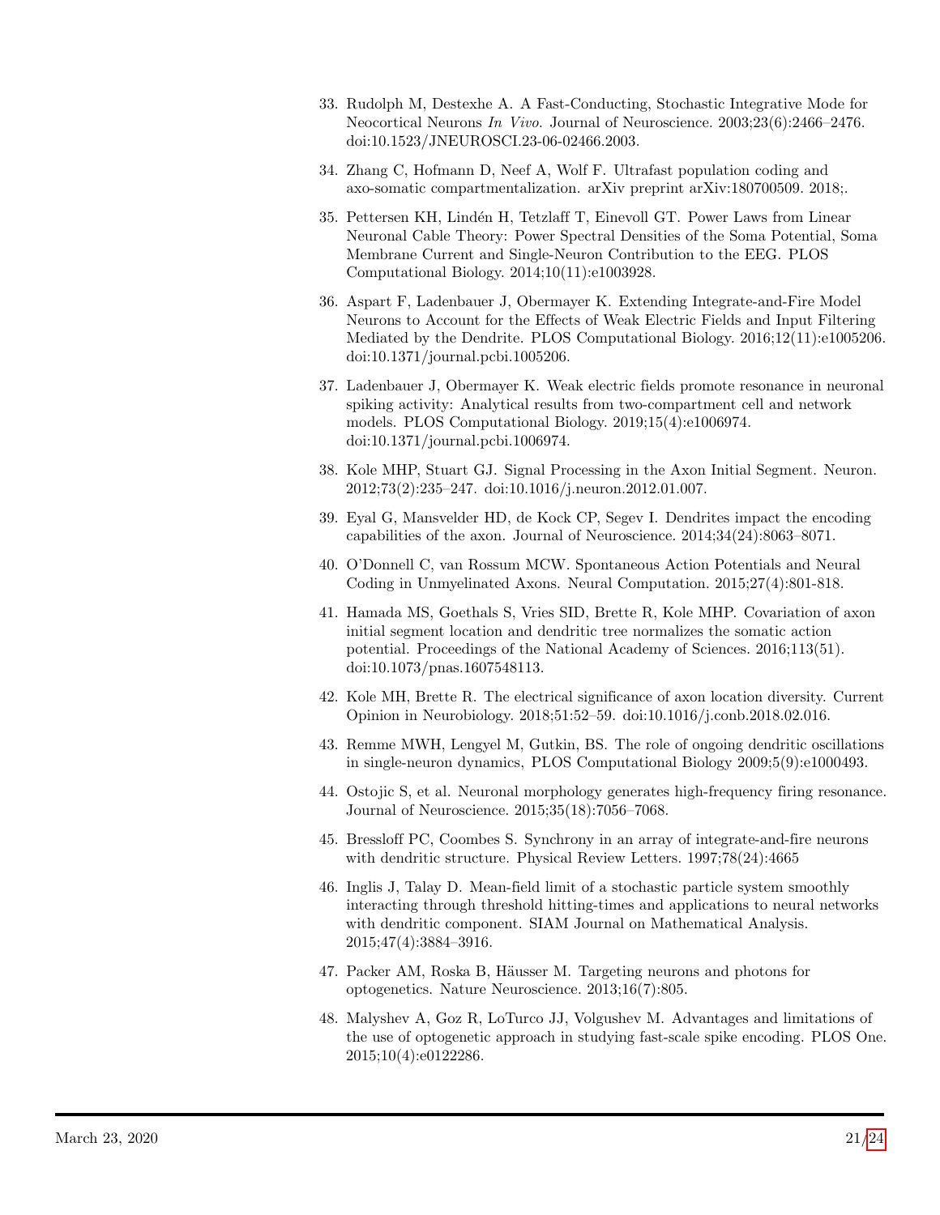33. Rudolph M, Destexhe A. A Fast-Conducting, Stochastic Integrative Mode for Neocortical Neurons *In Vivo*. Journal of Neuroscience. 2003;23(6):2466–2476. doi:10.1523/JNEUROSCI.23-06-02466.2003.

34. Zhang C, Hofmann D, Neef A, Wolf F. Ultrafast population coding and axo-somatic compartmentalization. arXiv preprint arXiv:180700509. 2018;.

35. Pettersen KH, Lindén H, Tetzlaff T, Einevoll GT. Power Laws from Linear Neuronal Cable Theory: Power Spectral Densities of the Soma Potential, Soma Membrane Current and Single-Neuron Contribution to the EEG. PLOS Computational Biology. 2014;10(11):e1003928.

36. Aspart F, Ladenbauer J, Obermayer K. Extending Integrate-and-Fire Model Neurons to Account for the Effects of Weak Electric Fields and Input Filtering Mediated by the Dendrite. PLOS Computational Biology. 2016;12(11):e1005206. doi:10.1371/journal.pcbi.1005206.

37. Ladenbauer J, Obermayer K. Weak electric fields promote resonance in neuronal spiking activity: Analytical results from two-compartment cell and network models. PLOS Computational Biology. 2019;15(4):e1006974. doi:10.1371/journal.pcbi.1006974.

38. Kole MHP, Stuart GJ. Signal Processing in the Axon Initial Segment. Neuron. 2012;73(2):235–247. doi:10.1016/j.neuron.2012.01.007.

39. Eyal G, Mansvelder HD, de Kock CP, Segev I. Dendrites impact the encoding capabilities of the axon. Journal of Neuroscience. 2014;34(24):8063–8071.

40. O'Donnell C, van Rossum MCW. Spontaneous Action Potentials and Neural Coding in Unmyelinated Axons. Neural Computation. 2015;27(4):801-818.

41. Hamada MS, Goethals S, Vries SID, Brette R, Kole MHP. Covariation of axon initial segment location and dendritic tree normalizes the somatic action potential. Proceedings of the National Academy of Sciences. 2016;113(51). doi:10.1073/pnas.1607548113.

42. Kole MH, Brette R. The electrical significance of axon location diversity. Current Opinion in Neurobiology. 2018;51:52–59. doi:10.1016/j.conb.2018.02.016.

43. Remme MWH, Lengyel M, Gutkin, BS. The role of ongoing dendritic oscillations in single-neuron dynamics, PLOS Computational Biology 2009;5(9):e1000493.

44. Ostojic S, et al. Neuronal morphology generates high-frequency firing resonance. Journal of Neuroscience. 2015;35(18):7056–7068.

45. Bressloff PC, Coombes S. Synchrony in an array of integrate-and-fire neurons with dendritic structure. Physical Review Letters. 1997;78(24):4665

46. Inglis J, Talay D. Mean-field limit of a stochastic particle system smoothly interacting through threshold hitting-times and applications to neural networks with dendritic component. SIAM Journal on Mathematical Analysis. 2015;47(4):3884–3916.

47. Packer AM, Roska B, Häusser M. Targeting neurons and photons for optogenetics. Nature Neuroscience. 2013;16(7):805.

48. Malyshev A, Goz R, LoTurco JJ, Volgushev M. Advantages and limitations of the use of optogenetic approach in studying fast-scale spike encoding. PLOS One. 2015;10(4):e0122286.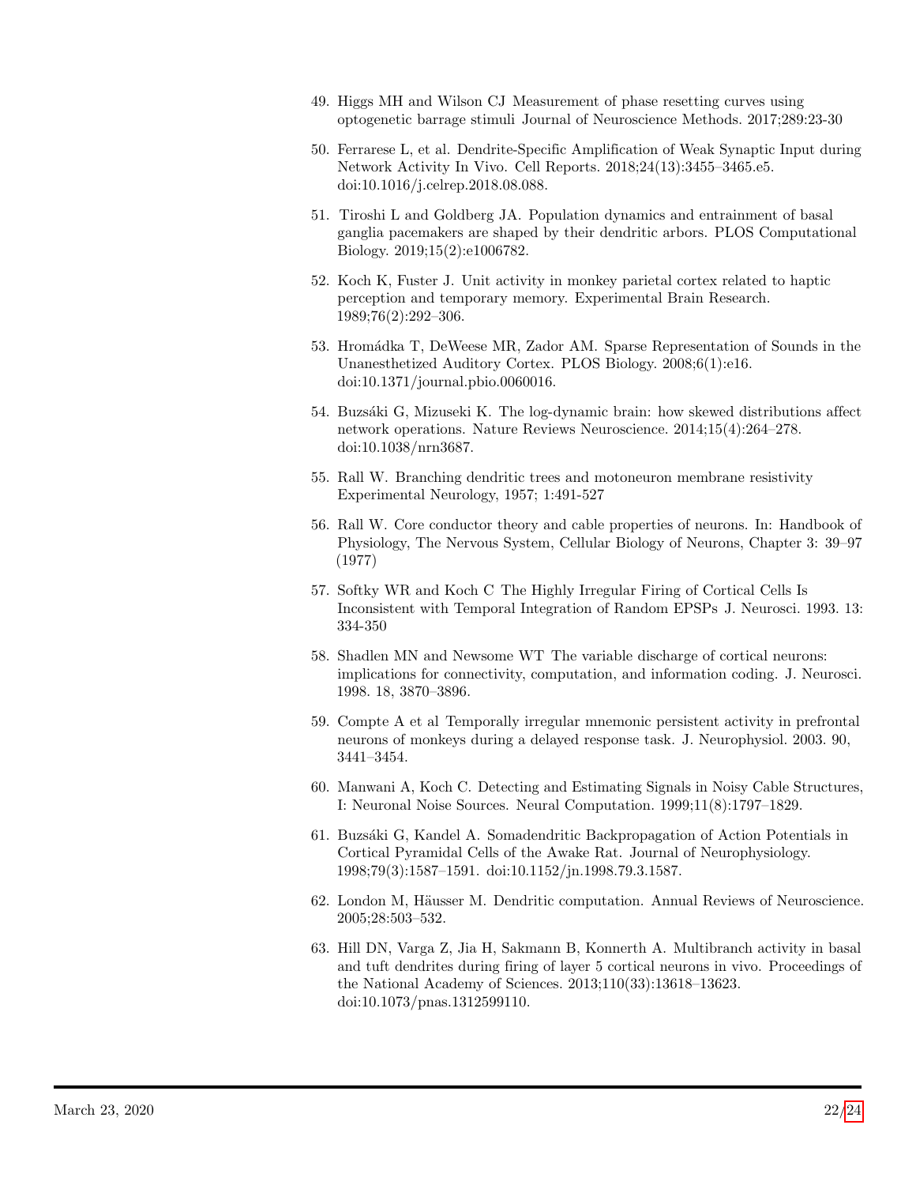49. Higgs MH and Wilson CJ Measurement of phase resetting curves using optogenetic barrage stimuli Journal of Neuroscience Methods. 2017;289:23-30

50. Ferrarese L, et al. Dendrite-Specific Amplification of Weak Synaptic Input during Network Activity In Vivo. Cell Reports. 2018;24(13):3455–3465.e5. doi:10.1016/j.celrep.2018.08.088.

51. Tiroshi L and Goldberg JA. Population dynamics and entrainment of basal ganglia pacemakers are shaped by their dendritic arbors. PLOS Computational Biology. 2019;15(2):e1006782.

52. Koch K, Fuster J. Unit activity in monkey parietal cortex related to haptic perception and temporary memory. Experimental Brain Research. 1989;76(2):292–306.

53. Hromádka T, DeWeese MR, Zador AM. Sparse Representation of Sounds in the Unanesthetized Auditory Cortex. PLOS Biology. 2008;6(1):e16. doi:10.1371/journal.pbio.0060016.

54. Buzsáki G, Mizuseki K. The log-dynamic brain: how skewed distributions affect network operations. Nature Reviews Neuroscience. 2014;15(4):264–278. doi:10.1038/nrn3687.

55. Rall W. Branching dendritic trees and motoneuron membrane resistivity Experimental Neurology, 1957; 1:491-527

56. Rall W. Core conductor theory and cable properties of neurons. In: Handbook of Physiology, The Nervous System, Cellular Biology of Neurons, Chapter 3: 39–97 (1977)

57. Softky WR and Koch C The Highly Irregular Firing of Cortical Cells Is Inconsistent with Temporal Integration of Random EPSPs J. Neurosci. 1993. 13: 334-350

58. Shadlen MN and Newsome WT The variable discharge of cortical neurons: implications for connectivity, computation, and information coding. J. Neurosci. 1998. 18, 3870–3896.

59. Compte A et al Temporally irregular mnemonic persistent activity in prefrontal neurons of monkeys during a delayed response task. J. Neurophysiol. 2003. 90, 3441–3454.

60. Manwani A, Koch C. Detecting and Estimating Signals in Noisy Cable Structures, I: Neuronal Noise Sources. Neural Computation. 1999;11(8):1797–1829.

61. Buzsáki G, Kandel A. Somadendritic Backpropagation of Action Potentials in Cortical Pyramidal Cells of the Awake Rat. Journal of Neurophysiology. 1998;79(3):1587–1591. doi:10.1152/jn.1998.79.3.1587.

62. London M, Häusser M. Dendritic computation. Annual Reviews of Neuroscience. 2005;28:503–532.

63. Hill DN, Varga Z, Jia H, Sakmann B, Konnerth A. Multibranch activity in basal and tuft dendrites during firing of layer 5 cortical neurons in vivo. Proceedings of the National Academy of Sciences. 2013;110(33):13618–13623. doi:10.1073/pnas.1312599110.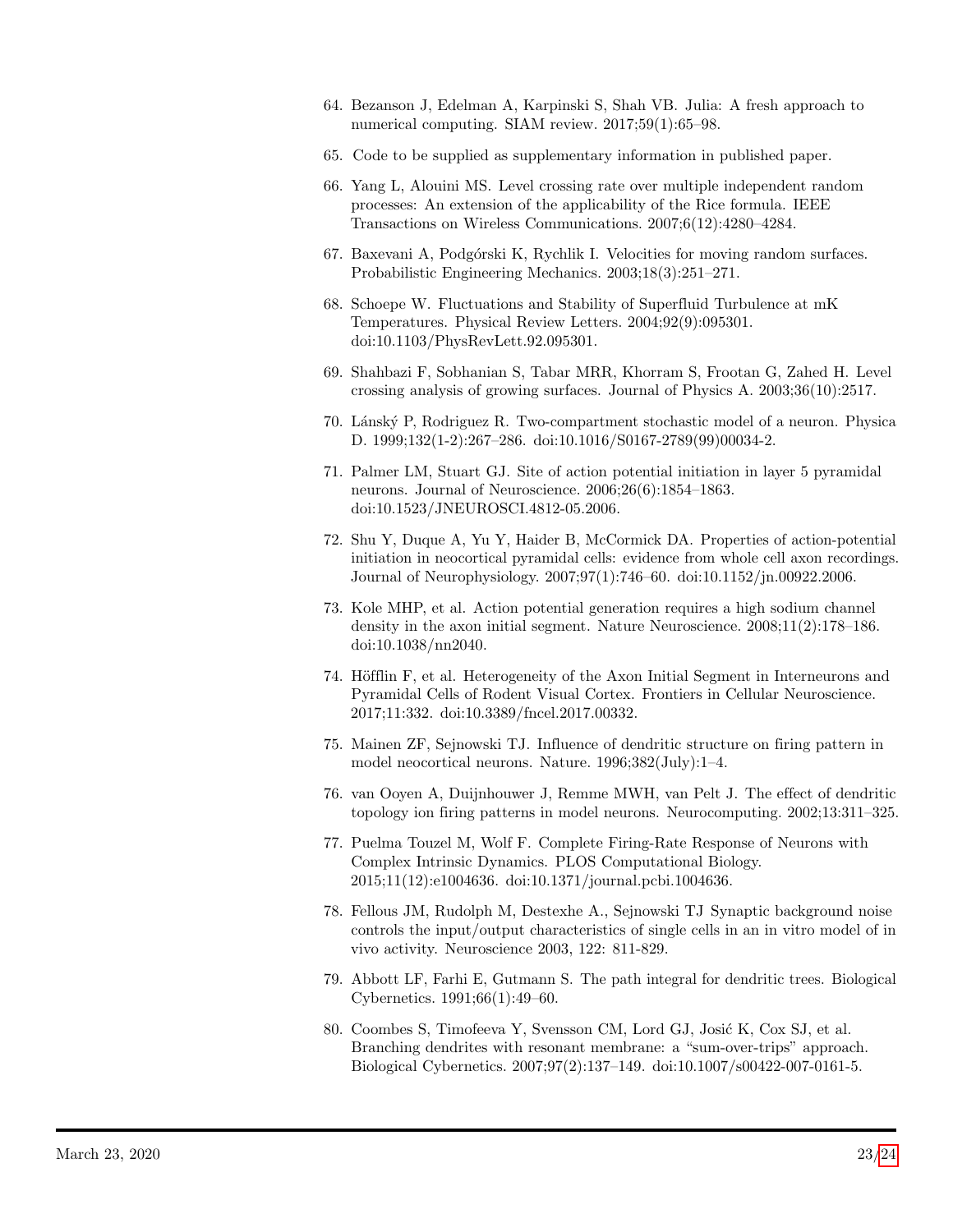64. Bezanson J, Edelman A, Karpinski S, Shah VB. Julia: A fresh approach to numerical computing. SIAM review. 2017;59(1):65–98.

65. Code to be supplied as supplementary information in published paper.

66. Yang L, Alouini MS. Level crossing rate over multiple independent random processes: An extension of the applicability of the Rice formula. IEEE Transactions on Wireless Communications. 2007;6(12):4280–4284.

67. Baxevani A, Podgórski K, Rychlik I. Velocities for moving random surfaces. Probabilistic Engineering Mechanics. 2003;18(3):251–271.

68. Schoepe W. Fluctuations and Stability of Superfluid Turbulence at mK Temperatures. Physical Review Letters. 2004;92(9):095301. doi:10.1103/PhysRevLett.92.095301.

69. Shahbazi F, Sobhanian S, Tabar MRR, Khorram S, Frootan G, Zahed H. Level crossing analysis of growing surfaces. Journal of Physics A. 2003;36(10):2517.

70. Lánský P, Rodriguez R. Two-compartment stochastic model of a neuron. Physica D. 1999;132(1-2):267–286. doi:10.1016/S0167-2789(99)00034-2.

71. Palmer LM, Stuart GJ. Site of action potential initiation in layer 5 pyramidal neurons. Journal of Neuroscience. 2006;26(6):1854–1863. doi:10.1523/JNEUROSCI.4812-05.2006.

72. Shu Y, Duque A, Yu Y, Haider B, McCormick DA. Properties of action-potential initiation in neocortical pyramidal cells: evidence from whole cell axon recordings. Journal of Neurophysiology. 2007;97(1):746–60. doi:10.1152/jn.00922.2006.

73. Kole MHP, et al. Action potential generation requires a high sodium channel density in the axon initial segment. Nature Neuroscience. 2008;11(2):178–186. doi:10.1038/nn2040.

74. Höfflin F, et al. Heterogeneity of the Axon Initial Segment in Interneurons and Pyramidal Cells of Rodent Visual Cortex. Frontiers in Cellular Neuroscience. 2017;11:332. doi:10.3389/fncel.2017.00332.

75. Mainen ZF, Sejnowski TJ. Influence of dendritic structure on firing pattern in model neocortical neurons. Nature. 1996;382(July):1–4.

76. van Ooyen A, Duijnhouwer J, Remme MWH, van Pelt J. The effect of dendritic topology ion firing patterns in model neurons. Neurocomputing. 2002;13:311–325.

77. Puelma Touzel M, Wolf F. Complete Firing-Rate Response of Neurons with Complex Intrinsic Dynamics. PLOS Computational Biology. 2015;11(12):e1004636. doi:10.1371/journal.pcbi.1004636.

78. Fellous JM, Rudolph M, Destexhe A., Sejnowski TJ Synaptic background noise controls the input/output characteristics of single cells in an in vitro model of in vivo activity. Neuroscience 2003, 122: 811-829.

79. Abbott LF, Farhi E, Gutmann S. The path integral for dendritic trees. Biological Cybernetics. 1991;66(1):49–60.

80. Coombes S, Timofeeva Y, Svensson CM, Lord GJ, Josić K, Cox SJ, et al. Branching dendrites with resonant membrane: a "sum-over-trips" approach. Biological Cybernetics. 2007;97(2):137–149. doi:10.1007/s00422-007-0161-5.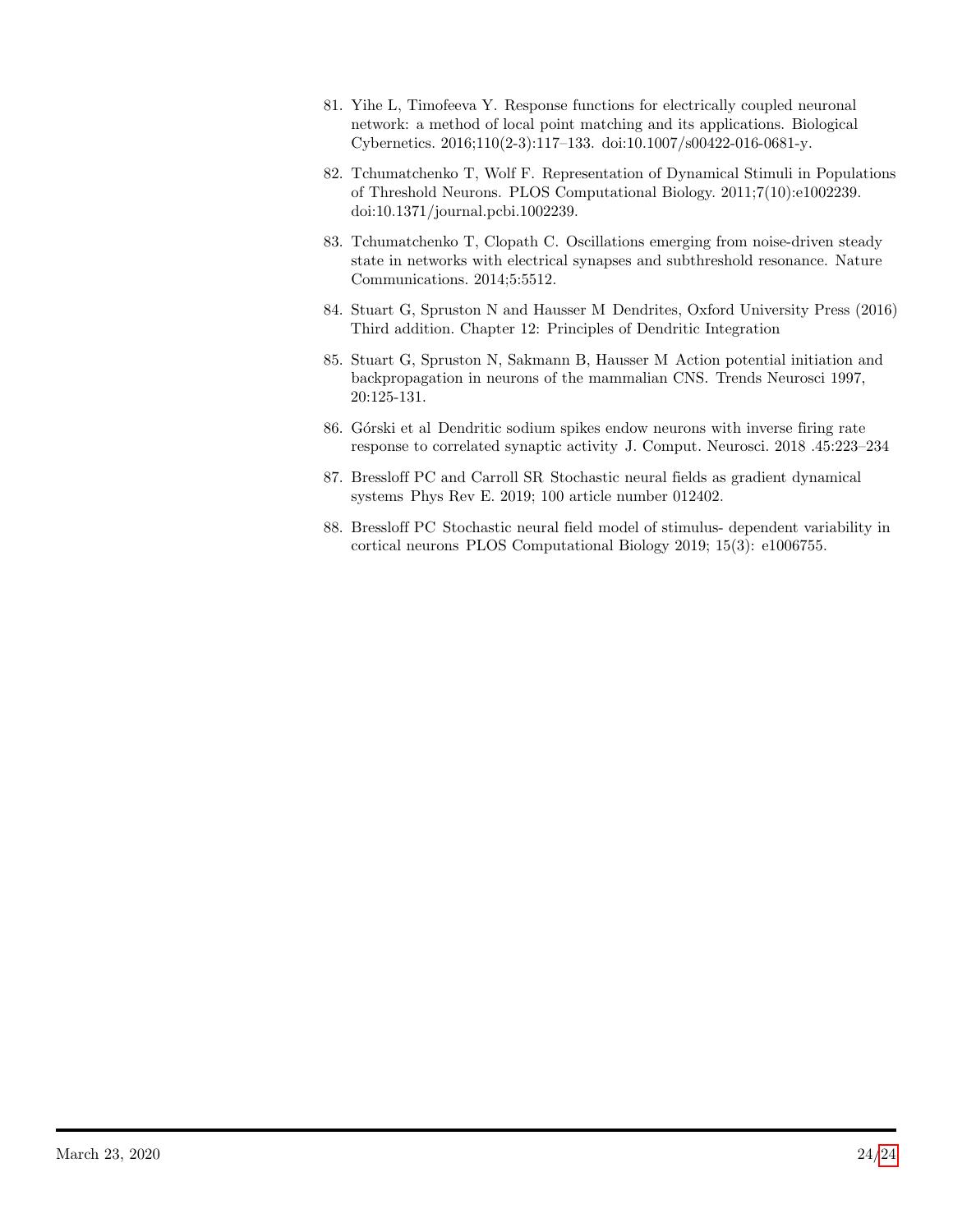81. Yihe L, Timofeeva Y. Response functions for electrically coupled neuronal network: a method of local point matching and its applications. Biological Cybernetics. 2016;110(2-3):117–133. doi:10.1007/s00422-016-0681-y.

82. Tchumatchenko T, Wolf F. Representation of Dynamical Stimuli in Populations of Threshold Neurons. PLOS Computational Biology. 2011;7(10):e1002239. doi:10.1371/journal.pcbi.1002239.

83. Tchumatchenko T, Clopath C. Oscillations emerging from noise-driven steady state in networks with electrical synapses and subthreshold resonance. Nature Communications. 2014;5:5512.

84. Stuart G, Spruston N and Hausser M Dendrites, Oxford University Press (2016) Third addition. Chapter 12: Principles of Dendritic Integration

85. Stuart G, Spruston N, Sakmann B, Hausser M Action potential initiation and backpropagation in neurons of the mammalian CNS. Trends Neurosci 1997, 20:125-131.

86. Górski et al Dendritic sodium spikes endow neurons with inverse firing rate response to correlated synaptic activity J. Comput. Neurosci. 2018 .45:223–234

87. Bressloff PC and Carroll SR Stochastic neural fields as gradient dynamical systems Phys Rev E. 2019; 100 article number 012402.

88. Bressloff PC Stochastic neural field model of stimulus- dependent variability in cortical neurons PLOS Computational Biology 2019; 15(3): e1006755.